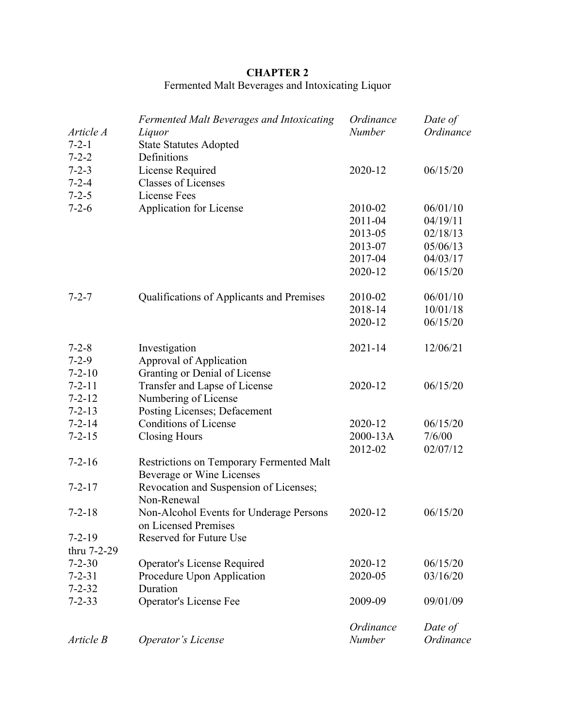**CHAPTER 2**

Fermented Malt Beverages and Intoxicating Liquor

| *Article A* | *Fermented Malt Beverages and Intoxicating Liquor* | *Ordinance Number* | *Date of Ordinance* |
|---|---|---|---|
| 7-2-1 | State Statutes Adopted | | |
| 7-2-2 | Definitions | | |
| 7-2-3 | License Required | 2020-12 | 06/15/20 |
| 7-2-4 | Classes of Licenses | | |
| 7-2-5 | License Fees | | |
| 7-2-6 | Application for License | 2010-02 | 06/01/10 |
| | | 2011-04 | 04/19/11 |
| | | 2013-05 | 02/18/13 |
| | | 2013-07 | 05/06/13 |
| | | 2017-04 | 04/03/17 |
| | | 2020-12 | 06/15/20 |
| 7-2-7 | Qualifications of Applicants and Premises | 2010-02 | 06/01/10 |
| | | 2018-14 | 10/01/18 |
| | | 2020-12 | 06/15/20 |
| 7-2-8 | Investigation | 2021-14 | 12/06/21 |
| 7-2-9 | Approval of Application | | |
| 7-2-10 | Granting or Denial of License | | |
| 7-2-11 | Transfer and Lapse of License | 2020-12 | 06/15/20 |
| 7-2-12 | Numbering of License | | |
| 7-2-13 | Posting Licenses; Defacement | | |
| 7-2-14 | Conditions of License | 2020-12 | 06/15/20 |
| 7-2-15 | Closing Hours | 2000-13A | 7/6/00 |
| | | 2012-02 | 02/07/12 |
| 7-2-16 | Restrictions on Temporary Fermented Malt Beverage or Wine Licenses | | |
| 7-2-17 | Revocation and Suspension of Licenses; Non-Renewal | | |
| 7-2-18 | Non-Alcohol Events for Underage Persons on Licensed Premises | 2020-12 | 06/15/20 |
| 7-2-19 thru 7-2-29 | Reserved for Future Use | | |
| 7-2-30 | Operator's License Required | 2020-12 | 06/15/20 |
| 7-2-31 | Procedure Upon Application | 2020-05 | 03/16/20 |
| 7-2-32 | Duration | | |
| 7-2-33 | Operator's License Fee | 2009-09 | 09/01/09 |

| *Article B* | *Operator's License* | *Ordinance Number* | *Date of Ordinance* |
|---|---|---|---|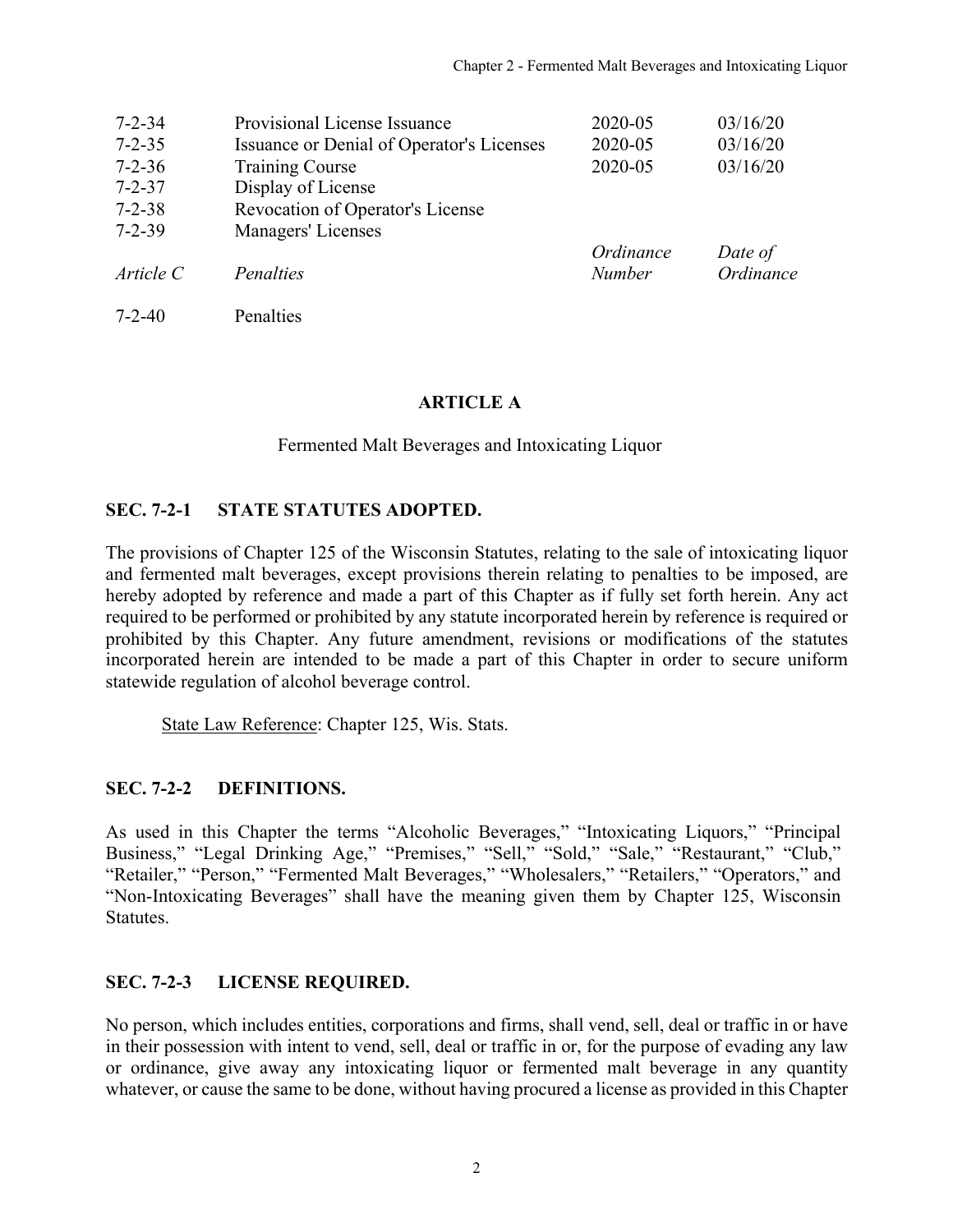| | | | |
|---|---|---|---|
| 7-2-34 | Provisional License Issuance | 2020-05 | 03/16/20 |
| 7-2-35 | Issuance or Denial of Operator's Licenses | 2020-05 | 03/16/20 |
| 7-2-36 | Training Course | 2020-05 | 03/16/20 |
| 7-2-37 | Display of License | | |
| 7-2-38 | Revocation of Operator's License | | |
| 7-2-39 | Managers' Licenses | | |
| *Article C* | *Penalties* | *Ordinance Number* | *Date of Ordinance* |
| 7-2-40 | Penalties | | |

## ARTICLE A

Fermented Malt Beverages and Intoxicating Liquor

### SEC. 7-2-1 STATE STATUTES ADOPTED.

The provisions of Chapter 125 of the Wisconsin Statutes, relating to the sale of intoxicating liquor and fermented malt beverages, except provisions therein relating to penalties to be imposed, are hereby adopted by reference and made a part of this Chapter as if fully set forth herein. Any act required to be performed or prohibited by any statute incorporated herein by reference is required or prohibited by this Chapter. Any future amendment, revisions or modifications of the statutes incorporated herein are intended to be made a part of this Chapter in order to secure uniform statewide regulation of alcohol beverage control.

State Law Reference: Chapter 125, Wis. Stats.

### SEC. 7-2-2 DEFINITIONS.

As used in this Chapter the terms "Alcoholic Beverages," "Intoxicating Liquors," "Principal Business," "Legal Drinking Age," "Premises," "Sell," "Sold," "Sale," "Restaurant," "Club," "Retailer," "Person," "Fermented Malt Beverages," "Wholesalers," "Retailers," "Operators," and "Non-Intoxicating Beverages" shall have the meaning given them by Chapter 125, Wisconsin Statutes.

### SEC. 7-2-3 LICENSE REQUIRED.

No person, which includes entities, corporations and firms, shall vend, sell, deal or traffic in or have in their possession with intent to vend, sell, deal or traffic in or, for the purpose of evading any law or ordinance, give away any intoxicating liquor or fermented malt beverage in any quantity whatever, or cause the same to be done, without having procured a license as provided in this Chapter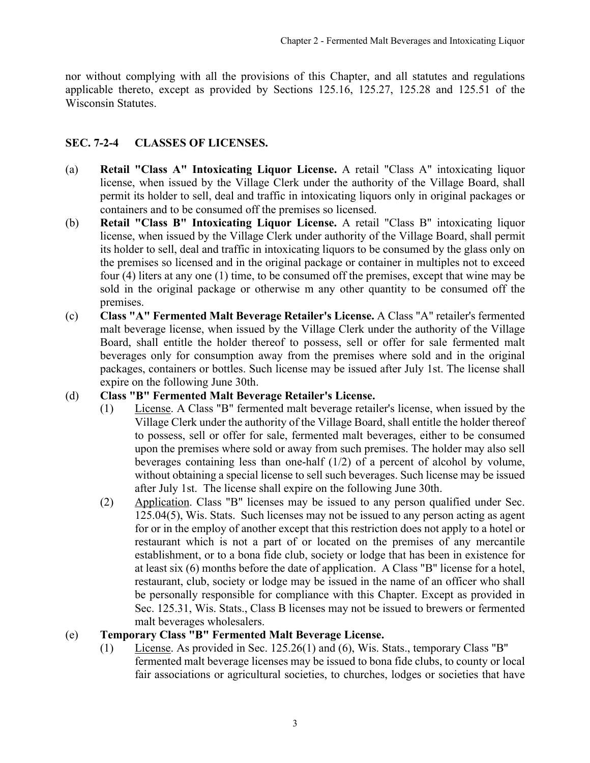nor without complying with all the provisions of this Chapter, and all statutes and regulations applicable thereto, except as provided by Sections 125.16, 125.27, 125.28 and 125.51 of the Wisconsin Statutes.

## SEC. 7-2-4 CLASSES OF LICENSES.

(a) **Retail "Class A" Intoxicating Liquor License.** A retail "Class A" intoxicating liquor license, when issued by the Village Clerk under the authority of the Village Board, shall permit its holder to sell, deal and traffic in intoxicating liquors only in original packages or containers and to be consumed off the premises so licensed.

(b) **Retail "Class B" Intoxicating Liquor License.** A retail "Class B" intoxicating liquor license, when issued by the Village Clerk under authority of the Village Board, shall permit its holder to sell, deal and traffic in intoxicating liquors to be consumed by the glass only on the premises so licensed and in the original package or container in multiples not to exceed four (4) liters at any one (1) time, to be consumed off the premises, except that wine may be sold in the original package or otherwise m any other quantity to be consumed off the premises.

(c) **Class "A" Fermented Malt Beverage Retailer's License.** A Class "A" retailer's fermented malt beverage license, when issued by the Village Clerk under the authority of the Village Board, shall entitle the holder thereof to possess, sell or offer for sale fermented malt beverages only for consumption away from the premises where sold and in the original packages, containers or bottles. Such license may be issued after July 1st. The license shall expire on the following June 30th.

(d) **Class "B" Fermented Malt Beverage Retailer's License.**

(1) License. A Class "B" fermented malt beverage retailer's license, when issued by the Village Clerk under the authority of the Village Board, shall entitle the holder thereof to possess, sell or offer for sale, fermented malt beverages, either to be consumed upon the premises where sold or away from such premises. The holder may also sell beverages containing less than one-half (1/2) of a percent of alcohol by volume, without obtaining a special license to sell such beverages. Such license may be issued after July 1st. The license shall expire on the following June 30th.

(2) Application. Class "B" licenses may be issued to any person qualified under Sec. 125.04(5), Wis. Stats. Such licenses may not be issued to any person acting as agent for or in the employ of another except that this restriction does not apply to a hotel or restaurant which is not a part of or located on the premises of any mercantile establishment, or to a bona fide club, society or lodge that has been in existence for at least six (6) months before the date of application. A Class "B" license for a hotel, restaurant, club, society or lodge may be issued in the name of an officer who shall be personally responsible for compliance with this Chapter. Except as provided in Sec. 125.31, Wis. Stats., Class B licenses may not be issued to brewers or fermented malt beverages wholesalers.

(e) **Temporary Class "B" Fermented Malt Beverage License.**

(1) License. As provided in Sec. 125.26(1) and (6), Wis. Stats., temporary Class "B" fermented malt beverage licenses may be issued to bona fide clubs, to county or local fair associations or agricultural societies, to churches, lodges or societies that have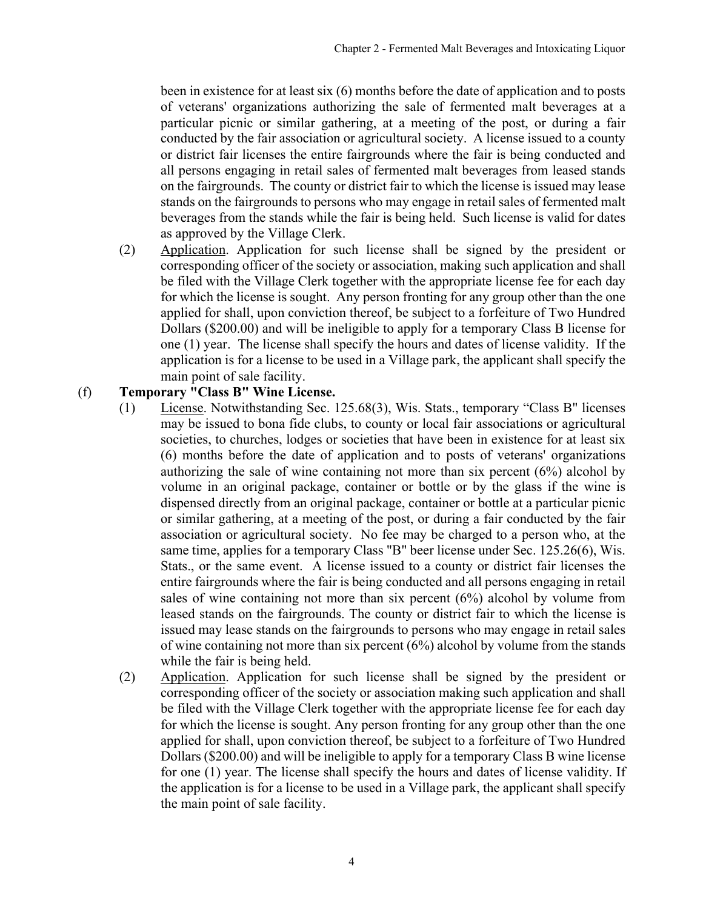been in existence for at least six (6) months before the date of application and to posts of veterans' organizations authorizing the sale of fermented malt beverages at a particular picnic or similar gathering, at a meeting of the post, or during a fair conducted by the fair association or agricultural society. A license issued to a county or district fair licenses the entire fairgrounds where the fair is being conducted and all persons engaging in retail sales of fermented malt beverages from leased stands on the fairgrounds. The county or district fair to which the license is issued may lease stands on the fairgrounds to persons who may engage in retail sales of fermented malt beverages from the stands while the fair is being held. Such license is valid for dates as approved by the Village Clerk.

(2) Application. Application for such license shall be signed by the president or corresponding officer of the society or association, making such application and shall be filed with the Village Clerk together with the appropriate license fee for each day for which the license is sought. Any person fronting for any group other than the one applied for shall, upon conviction thereof, be subject to a forfeiture of Two Hundred Dollars ($200.00) and will be ineligible to apply for a temporary Class B license for one (1) year. The license shall specify the hours and dates of license validity. If the application is for a license to be used in a Village park, the applicant shall specify the main point of sale facility.

(f) **Temporary "Class B" Wine License.**

(1) License. Notwithstanding Sec. 125.68(3), Wis. Stats., temporary "Class B" licenses may be issued to bona fide clubs, to county or local fair associations or agricultural societies, to churches, lodges or societies that have been in existence for at least six (6) months before the date of application and to posts of veterans' organizations authorizing the sale of wine containing not more than six percent (6%) alcohol by volume in an original package, container or bottle or by the glass if the wine is dispensed directly from an original package, container or bottle at a particular picnic or similar gathering, at a meeting of the post, or during a fair conducted by the fair association or agricultural society. No fee may be charged to a person who, at the same time, applies for a temporary Class "B" beer license under Sec. 125.26(6), Wis. Stats., or the same event. A license issued to a county or district fair licenses the entire fairgrounds where the fair is being conducted and all persons engaging in retail sales of wine containing not more than six percent (6%) alcohol by volume from leased stands on the fairgrounds. The county or district fair to which the license is issued may lease stands on the fairgrounds to persons who may engage in retail sales of wine containing not more than six percent (6%) alcohol by volume from the stands while the fair is being held.

(2) Application. Application for such license shall be signed by the president or corresponding officer of the society or association making such application and shall be filed with the Village Clerk together with the appropriate license fee for each day for which the license is sought. Any person fronting for any group other than the one applied for shall, upon conviction thereof, be subject to a forfeiture of Two Hundred Dollars ($200.00) and will be ineligible to apply for a temporary Class B wine license for one (1) year. The license shall specify the hours and dates of license validity. If the application is for a license to be used in a Village park, the applicant shall specify the main point of sale facility.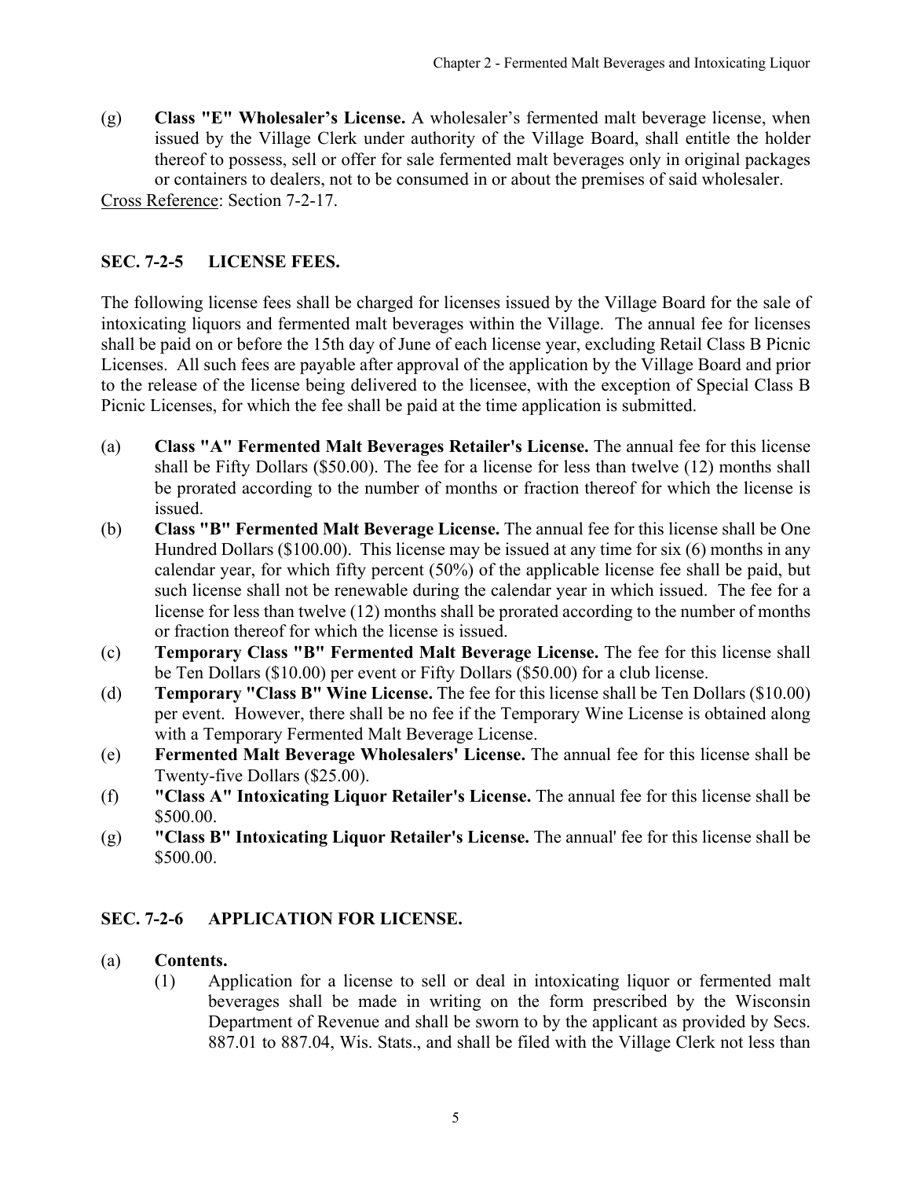(g) **Class "E" Wholesaler's License.** A wholesaler's fermented malt beverage license, when issued by the Village Clerk under authority of the Village Board, shall entitle the holder thereof to possess, sell or offer for sale fermented malt beverages only in original packages or containers to dealers, not to be consumed in or about the premises of said wholesaler.

Cross Reference: Section 7-2-17.

## SEC. 7-2-5 LICENSE FEES.

The following license fees shall be charged for licenses issued by the Village Board for the sale of intoxicating liquors and fermented malt beverages within the Village. The annual fee for licenses shall be paid on or before the 15th day of June of each license year, excluding Retail Class B Picnic Licenses. All such fees are payable after approval of the application by the Village Board and prior to the release of the license being delivered to the licensee, with the exception of Special Class B Picnic Licenses, for which the fee shall be paid at the time application is submitted.

(a) **Class "A" Fermented Malt Beverages Retailer's License.** The annual fee for this license shall be Fifty Dollars ($50.00). The fee for a license for less than twelve (12) months shall be prorated according to the number of months or fraction thereof for which the license is issued.

(b) **Class "B" Fermented Malt Beverage License.** The annual fee for this license shall be One Hundred Dollars ($100.00). This license may be issued at any time for six (6) months in any calendar year, for which fifty percent (50%) of the applicable license fee shall be paid, but such license shall not be renewable during the calendar year in which issued. The fee for a license for less than twelve (12) months shall be prorated according to the number of months or fraction thereof for which the license is issued.

(c) **Temporary Class "B" Fermented Malt Beverage License.** The fee for this license shall be Ten Dollars ($10.00) per event or Fifty Dollars ($50.00) for a club license.

(d) **Temporary "Class B" Wine License.** The fee for this license shall be Ten Dollars ($10.00) per event. However, there shall be no fee if the Temporary Wine License is obtained along with a Temporary Fermented Malt Beverage License.

(e) **Fermented Malt Beverage Wholesalers' License.** The annual fee for this license shall be Twenty-five Dollars ($25.00).

(f) **"Class A" Intoxicating Liquor Retailer's License.** The annual fee for this license shall be $500.00.

(g) **"Class B" Intoxicating Liquor Retailer's License.** The annual' fee for this license shall be $500.00.

## SEC. 7-2-6 APPLICATION FOR LICENSE.

(a) **Contents.**

(1) Application for a license to sell or deal in intoxicating liquor or fermented malt beverages shall be made in writing on the form prescribed by the Wisconsin Department of Revenue and shall be sworn to by the applicant as provided by Secs. 887.01 to 887.04, Wis. Stats., and shall be filed with the Village Clerk not less than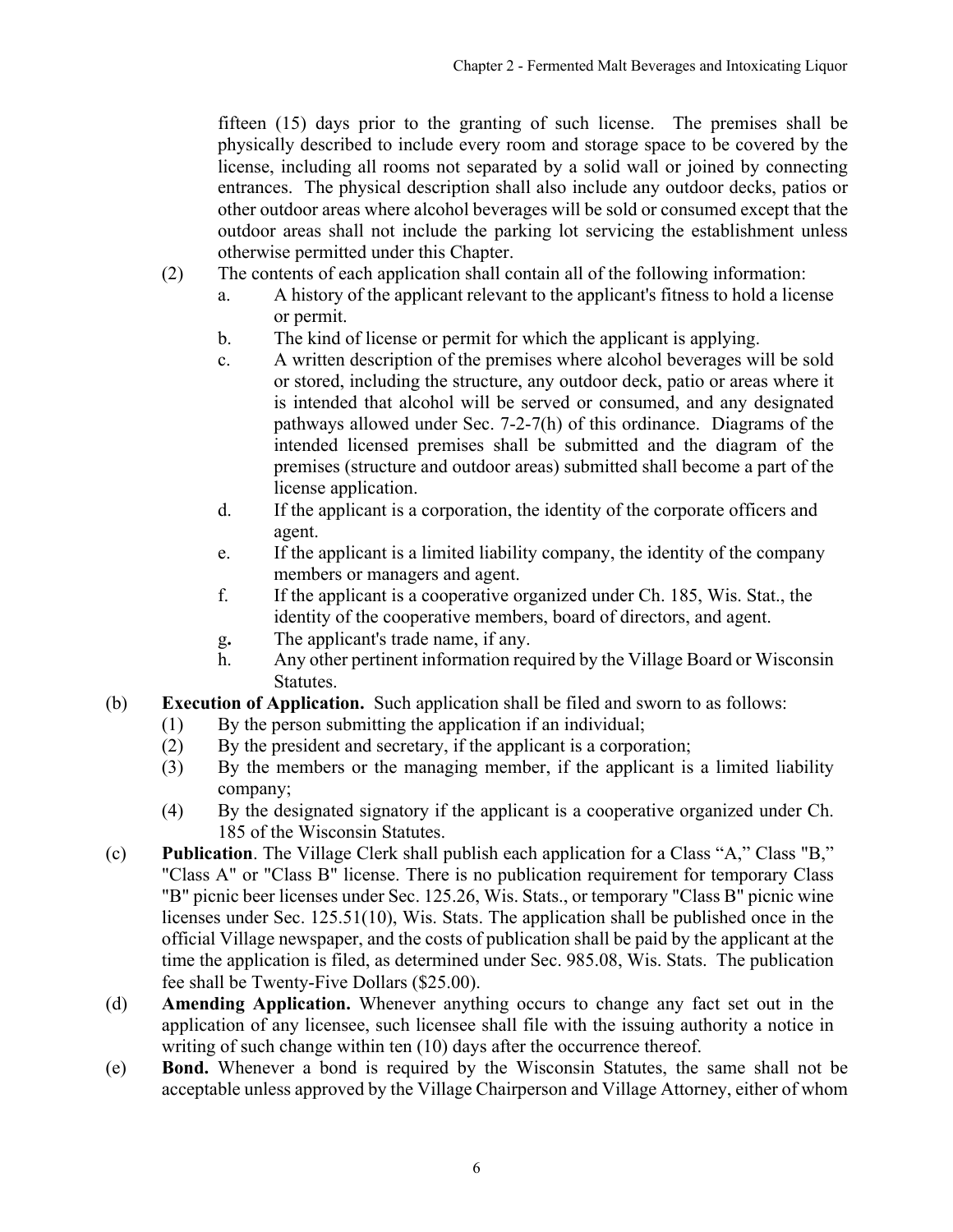fifteen (15) days prior to the granting of such license. The premises shall be physically described to include every room and storage space to be covered by the license, including all rooms not separated by a solid wall or joined by connecting entrances. The physical description shall also include any outdoor decks, patios or other outdoor areas where alcohol beverages will be sold or consumed except that the outdoor areas shall not include the parking lot servicing the establishment unless otherwise permitted under this Chapter.

(2) The contents of each application shall contain all of the following information:

a. A history of the applicant relevant to the applicant's fitness to hold a license or permit.

b. The kind of license or permit for which the applicant is applying.

c. A written description of the premises where alcohol beverages will be sold or stored, including the structure, any outdoor deck, patio or areas where it is intended that alcohol will be served or consumed, and any designated pathways allowed under Sec. 7-2-7(h) of this ordinance. Diagrams of the intended licensed premises shall be submitted and the diagram of the premises (structure and outdoor areas) submitted shall become a part of the license application.

d. If the applicant is a corporation, the identity of the corporate officers and agent.

e. If the applicant is a limited liability company, the identity of the company members or managers and agent.

f. If the applicant is a cooperative organized under Ch. 185, Wis. Stat., the identity of the cooperative members, board of directors, and agent.

g**.** The applicant's trade name, if any.

h. Any other pertinent information required by the Village Board or Wisconsin Statutes.

(b) **Execution of Application.** Such application shall be filed and sworn to as follows:

(1) By the person submitting the application if an individual;

(2) By the president and secretary, if the applicant is a corporation;

(3) By the members or the managing member, if the applicant is a limited liability company;

(4) By the designated signatory if the applicant is a cooperative organized under Ch. 185 of the Wisconsin Statutes.

(c) **Publication**. The Village Clerk shall publish each application for a Class "A," Class "B," "Class A" or "Class B" license. There is no publication requirement for temporary Class "B" picnic beer licenses under Sec. 125.26, Wis. Stats., or temporary "Class B" picnic wine licenses under Sec. 125.51(10), Wis. Stats. The application shall be published once in the official Village newspaper, and the costs of publication shall be paid by the applicant at the time the application is filed, as determined under Sec. 985.08, Wis. Stats. The publication fee shall be Twenty-Five Dollars ($25.00).

(d) **Amending Application.** Whenever anything occurs to change any fact set out in the application of any licensee, such licensee shall file with the issuing authority a notice in writing of such change within ten (10) days after the occurrence thereof.

(e) **Bond.** Whenever a bond is required by the Wisconsin Statutes, the same shall not be acceptable unless approved by the Village Chairperson and Village Attorney, either of whom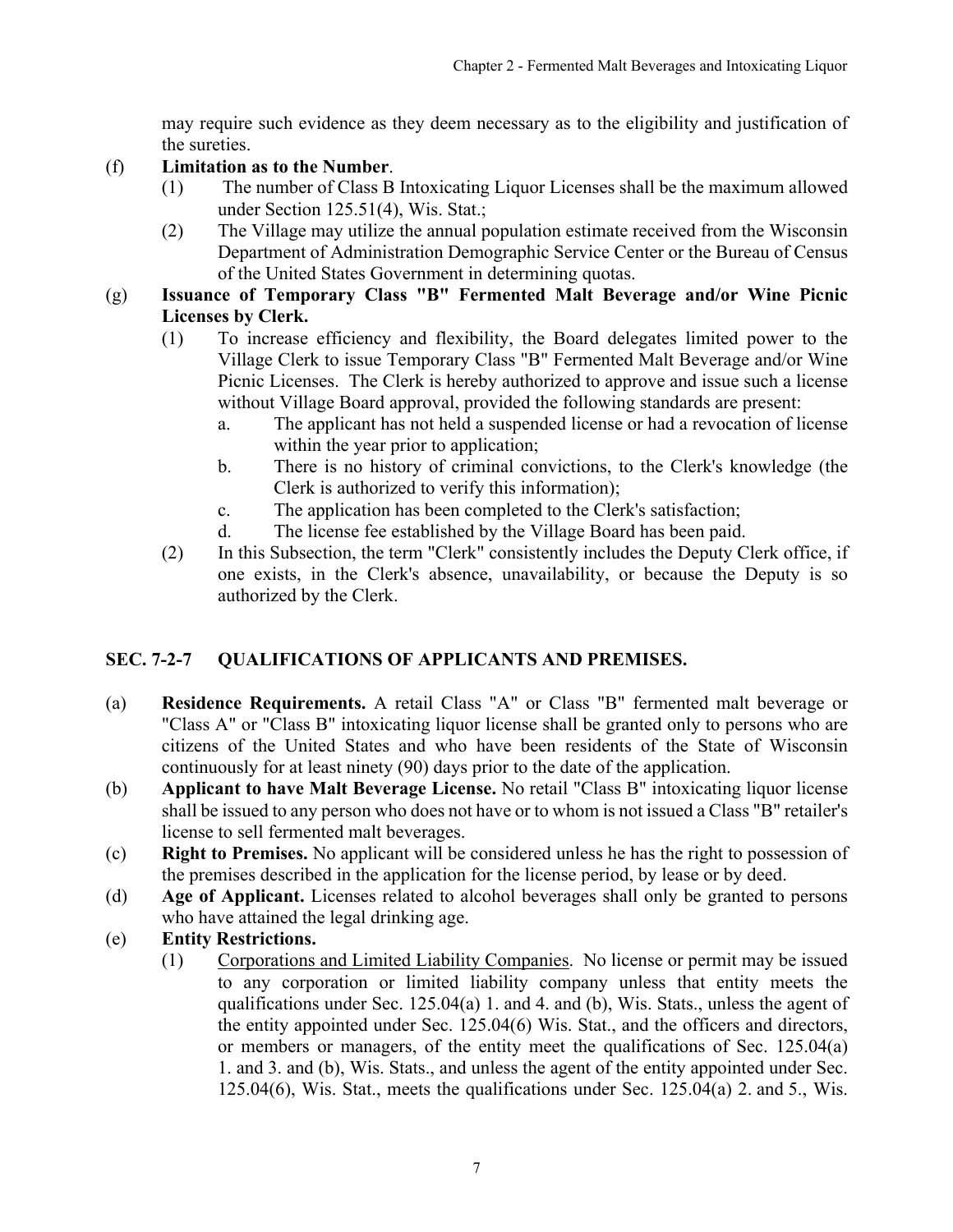may require such evidence as they deem necessary as to the eligibility and justification of the sureties.

(f) **Limitation as to the Number**.

(1) The number of Class B Intoxicating Liquor Licenses shall be the maximum allowed under Section 125.51(4), Wis. Stat.;

(2) The Village may utilize the annual population estimate received from the Wisconsin Department of Administration Demographic Service Center or the Bureau of Census of the United States Government in determining quotas.

(g) **Issuance of Temporary Class "B" Fermented Malt Beverage and/or Wine Picnic Licenses by Clerk.**

(1) To increase efficiency and flexibility, the Board delegates limited power to the Village Clerk to issue Temporary Class "B" Fermented Malt Beverage and/or Wine Picnic Licenses. The Clerk is hereby authorized to approve and issue such a license without Village Board approval, provided the following standards are present:

a. The applicant has not held a suspended license or had a revocation of license within the year prior to application;

b. There is no history of criminal convictions, to the Clerk's knowledge (the Clerk is authorized to verify this information);

c. The application has been completed to the Clerk's satisfaction;

d. The license fee established by the Village Board has been paid.

(2) In this Subsection, the term "Clerk" consistently includes the Deputy Clerk office, if one exists, in the Clerk's absence, unavailability, or because the Deputy is so authorized by the Clerk.

## SEC. 7-2-7 QUALIFICATIONS OF APPLICANTS AND PREMISES.

(a) **Residence Requirements.** A retail Class "A" or Class "B" fermented malt beverage or "Class A" or "Class B" intoxicating liquor license shall be granted only to persons who are citizens of the United States and who have been residents of the State of Wisconsin continuously for at least ninety (90) days prior to the date of the application.

(b) **Applicant to have Malt Beverage License.** No retail "Class B" intoxicating liquor license shall be issued to any person who does not have or to whom is not issued a Class "B" retailer's license to sell fermented malt beverages.

(c) **Right to Premises.** No applicant will be considered unless he has the right to possession of the premises described in the application for the license period, by lease or by deed.

(d) **Age of Applicant.** Licenses related to alcohol beverages shall only be granted to persons who have attained the legal drinking age.

(e) **Entity Restrictions.**

(1) Corporations and Limited Liability Companies. No license or permit may be issued to any corporation or limited liability company unless that entity meets the qualifications under Sec. 125.04(a) 1. and 4. and (b), Wis. Stats., unless the agent of the entity appointed under Sec. 125.04(6) Wis. Stat., and the officers and directors, or members or managers, of the entity meet the qualifications of Sec. 125.04(a) 1. and 3. and (b), Wis. Stats., and unless the agent of the entity appointed under Sec. 125.04(6), Wis. Stat., meets the qualifications under Sec. 125.04(a) 2. and 5., Wis.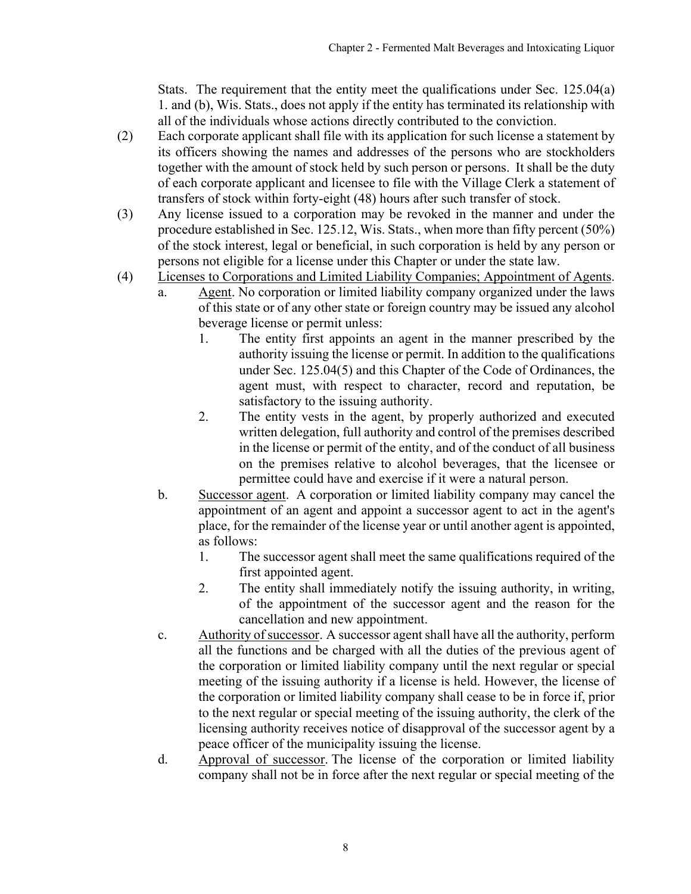Stats. The requirement that the entity meet the qualifications under Sec. 125.04(a) 1. and (b), Wis. Stats., does not apply if the entity has terminated its relationship with all of the individuals whose actions directly contributed to the conviction.

(2) Each corporate applicant shall file with its application for such license a statement by its officers showing the names and addresses of the persons who are stockholders together with the amount of stock held by such person or persons. It shall be the duty of each corporate applicant and licensee to file with the Village Clerk a statement of transfers of stock within forty-eight (48) hours after such transfer of stock.

(3) Any license issued to a corporation may be revoked in the manner and under the procedure established in Sec. 125.12, Wis. Stats., when more than fifty percent (50%) of the stock interest, legal or beneficial, in such corporation is held by any person or persons not eligible for a license under this Chapter or under the state law.

(4) Licenses to Corporations and Limited Liability Companies; Appointment of Agents.

   a. Agent. No corporation or limited liability company organized under the laws of this state or of any other state or foreign country may be issued any alcohol beverage license or permit unless:

      1. The entity first appoints an agent in the manner prescribed by the authority issuing the license or permit. In addition to the qualifications under Sec. 125.04(5) and this Chapter of the Code of Ordinances, the agent must, with respect to character, record and reputation, be satisfactory to the issuing authority.

      2. The entity vests in the agent, by properly authorized and executed written delegation, full authority and control of the premises described in the license or permit of the entity, and of the conduct of all business on the premises relative to alcohol beverages, that the licensee or permittee could have and exercise if it were a natural person.

   b. Successor agent. A corporation or limited liability company may cancel the appointment of an agent and appoint a successor agent to act in the agent's place, for the remainder of the license year or until another agent is appointed, as follows:

      1. The successor agent shall meet the same qualifications required of the first appointed agent.

      2. The entity shall immediately notify the issuing authority, in writing, of the appointment of the successor agent and the reason for the cancellation and new appointment.

   c. Authority of successor. A successor agent shall have all the authority, perform all the functions and be charged with all the duties of the previous agent of the corporation or limited liability company until the next regular or special meeting of the issuing authority if a license is held. However, the license of the corporation or limited liability company shall cease to be in force if, prior to the next regular or special meeting of the issuing authority, the clerk of the licensing authority receives notice of disapproval of the successor agent by a peace officer of the municipality issuing the license.

   d. Approval of successor. The license of the corporation or limited liability company shall not be in force after the next regular or special meeting of the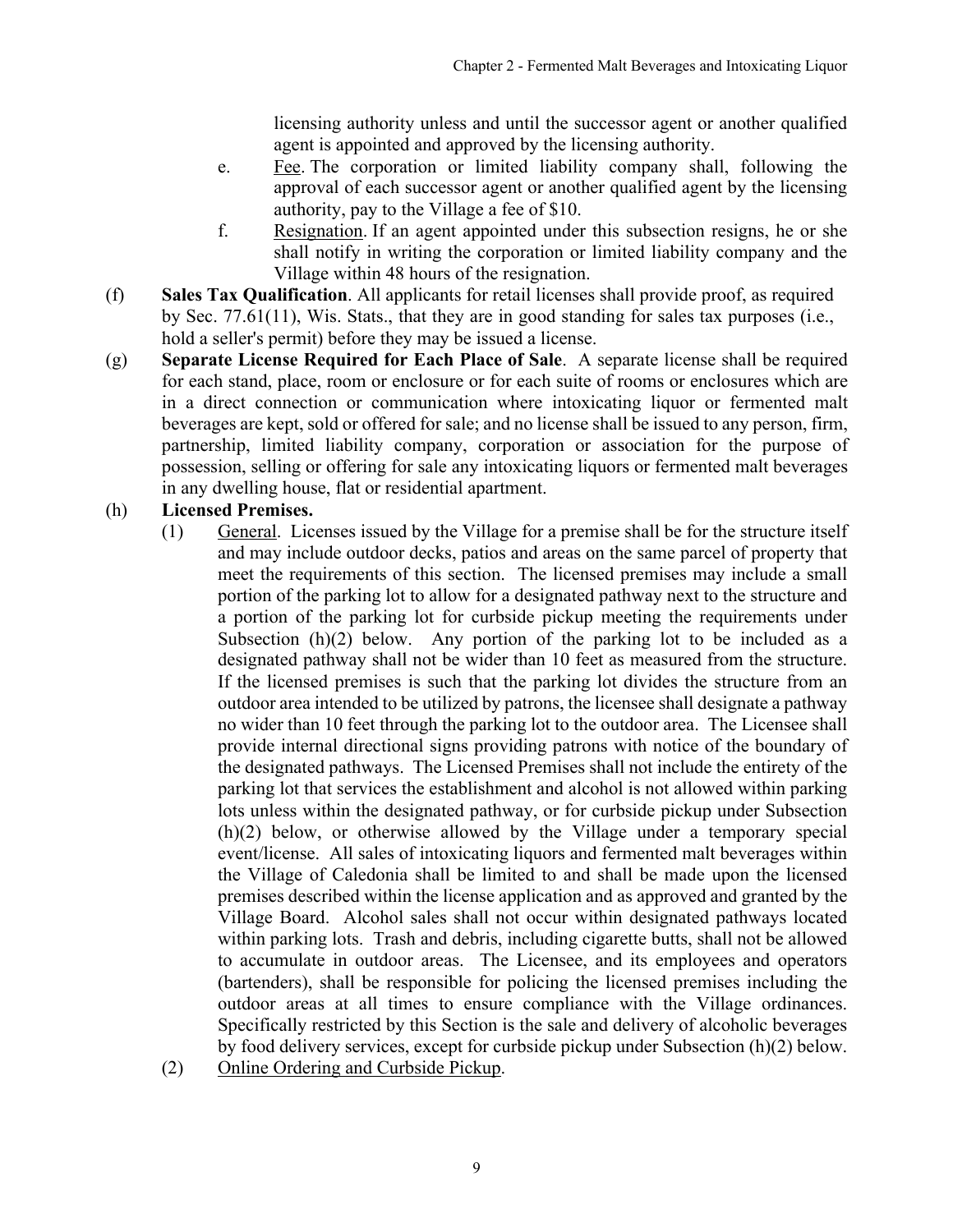licensing authority unless and until the successor agent or another qualified agent is appointed and approved by the licensing authority.

e. Fee. The corporation or limited liability company shall, following the approval of each successor agent or another qualified agent by the licensing authority, pay to the Village a fee of $10.

f. Resignation. If an agent appointed under this subsection resigns, he or she shall notify in writing the corporation or limited liability company and the Village within 48 hours of the resignation.

(f) **Sales Tax Qualification**. All applicants for retail licenses shall provide proof, as required by Sec. 77.61(11), Wis. Stats., that they are in good standing for sales tax purposes (i.e., hold a seller's permit) before they may be issued a license.

(g) **Separate License Required for Each Place of Sale**. A separate license shall be required for each stand, place, room or enclosure or for each suite of rooms or enclosures which are in a direct connection or communication where intoxicating liquor or fermented malt beverages are kept, sold or offered for sale; and no license shall be issued to any person, firm, partnership, limited liability company, corporation or association for the purpose of possession, selling or offering for sale any intoxicating liquors or fermented malt beverages in any dwelling house, flat or residential apartment.

(h) **Licensed Premises.**

(1) General. Licenses issued by the Village for a premise shall be for the structure itself and may include outdoor decks, patios and areas on the same parcel of property that meet the requirements of this section. The licensed premises may include a small portion of the parking lot to allow for a designated pathway next to the structure and a portion of the parking lot for curbside pickup meeting the requirements under Subsection (h)(2) below. Any portion of the parking lot to be included as a designated pathway shall not be wider than 10 feet as measured from the structure. If the licensed premises is such that the parking lot divides the structure from an outdoor area intended to be utilized by patrons, the licensee shall designate a pathway no wider than 10 feet through the parking lot to the outdoor area. The Licensee shall provide internal directional signs providing patrons with notice of the boundary of the designated pathways. The Licensed Premises shall not include the entirety of the parking lot that services the establishment and alcohol is not allowed within parking lots unless within the designated pathway, or for curbside pickup under Subsection (h)(2) below, or otherwise allowed by the Village under a temporary special event/license. All sales of intoxicating liquors and fermented malt beverages within the Village of Caledonia shall be limited to and shall be made upon the licensed premises described within the license application and as approved and granted by the Village Board. Alcohol sales shall not occur within designated pathways located within parking lots. Trash and debris, including cigarette butts, shall not be allowed to accumulate in outdoor areas. The Licensee, and its employees and operators (bartenders), shall be responsible for policing the licensed premises including the outdoor areas at all times to ensure compliance with the Village ordinances. Specifically restricted by this Section is the sale and delivery of alcoholic beverages by food delivery services, except for curbside pickup under Subsection (h)(2) below.

(2) Online Ordering and Curbside Pickup.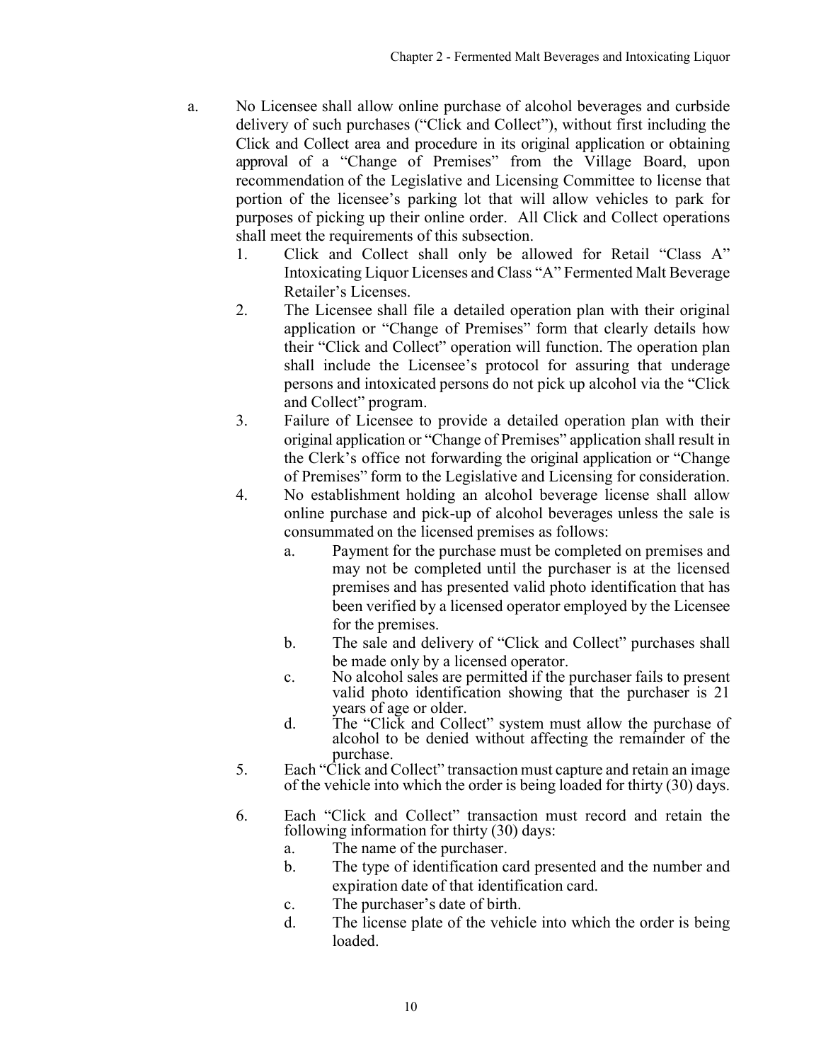a. No Licensee shall allow online purchase of alcohol beverages and curbside delivery of such purchases ("Click and Collect"), without first including the Click and Collect area and procedure in its original application or obtaining approval of a "Change of Premises" from the Village Board, upon recommendation of the Legislative and Licensing Committee to license that portion of the licensee's parking lot that will allow vehicles to park for purposes of picking up their online order. All Click and Collect operations shall meet the requirements of this subsection.

   1. Click and Collect shall only be allowed for Retail "Class A" Intoxicating Liquor Licenses and Class "A" Fermented Malt Beverage Retailer's Licenses.
   2. The Licensee shall file a detailed operation plan with their original application or "Change of Premises" form that clearly details how their "Click and Collect" operation will function. The operation plan shall include the Licensee's protocol for assuring that underage persons and intoxicated persons do not pick up alcohol via the "Click and Collect" program.
   3. Failure of Licensee to provide a detailed operation plan with their original application or "Change of Premises" application shall result in the Clerk's office not forwarding the original application or "Change of Premises" form to the Legislative and Licensing for consideration.
   4. No establishment holding an alcohol beverage license shall allow online purchase and pick-up of alcohol beverages unless the sale is consummated on the licensed premises as follows:
      a. Payment for the purchase must be completed on premises and may not be completed until the purchaser is at the licensed premises and has presented valid photo identification that has been verified by a licensed operator employed by the Licensee for the premises.
      b. The sale and delivery of "Click and Collect" purchases shall be made only by a licensed operator.
      c. No alcohol sales are permitted if the purchaser fails to present valid photo identification showing that the purchaser is 21 years of age or older.
      d. The "Click and Collect" system must allow the purchase of alcohol to be denied without affecting the remainder of the purchase.
   5. Each "Click and Collect" transaction must capture and retain an image of the vehicle into which the order is being loaded for thirty (30) days.
   6. Each "Click and Collect" transaction must record and retain the following information for thirty (30) days:
      a. The name of the purchaser.
      b. The type of identification card presented and the number and expiration date of that identification card.
      c. The purchaser's date of birth.
      d. The license plate of the vehicle into which the order is being loaded.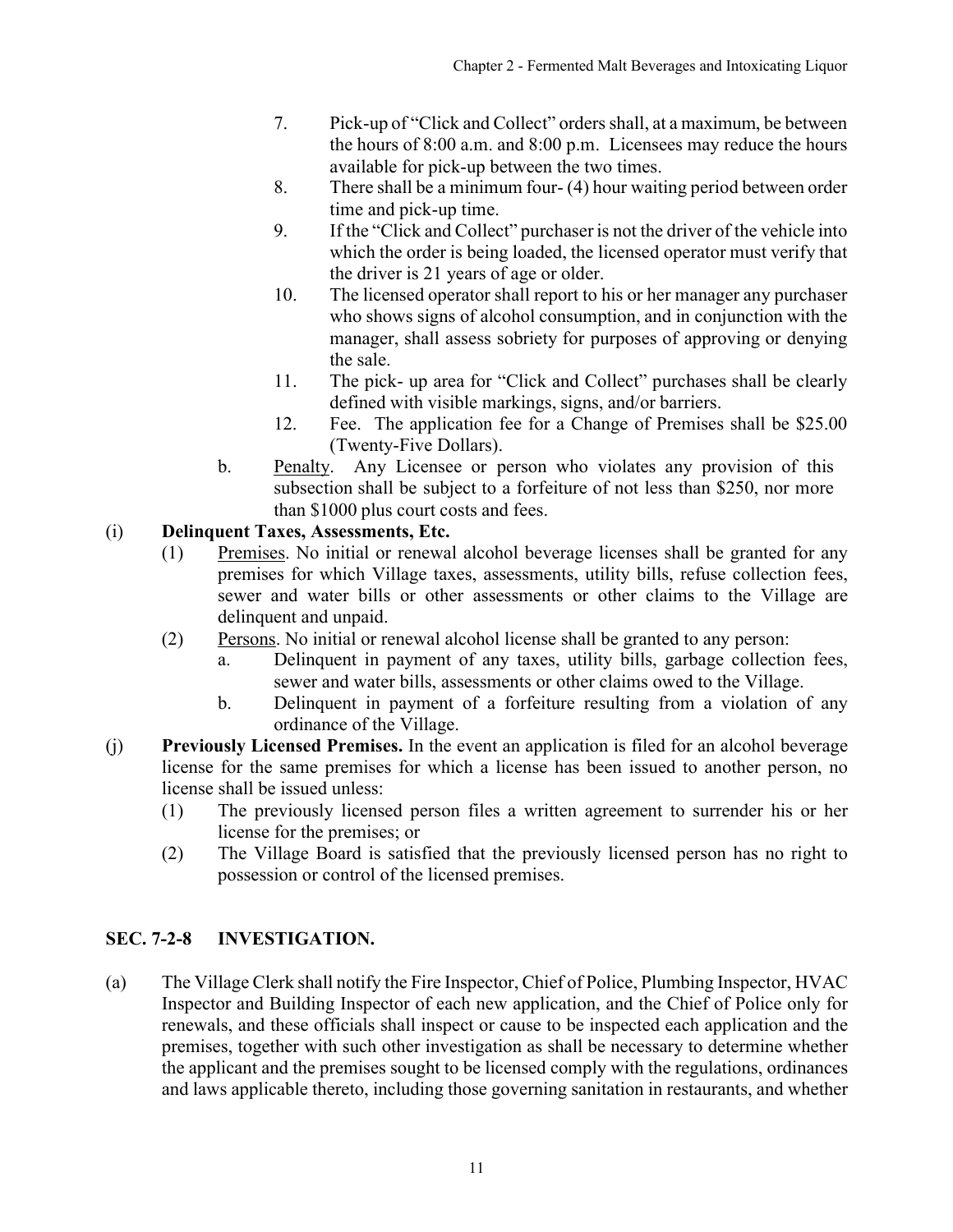7. Pick-up of "Click and Collect" orders shall, at a maximum, be between the hours of 8:00 a.m. and 8:00 p.m. Licensees may reduce the hours available for pick-up between the two times.
8. There shall be a minimum four- (4) hour waiting period between order time and pick-up time.
9. If the "Click and Collect" purchaser is not the driver of the vehicle into which the order is being loaded, the licensed operator must verify that the driver is 21 years of age or older.
10. The licensed operator shall report to his or her manager any purchaser who shows signs of alcohol consumption, and in conjunction with the manager, shall assess sobriety for purposes of approving or denying the sale.
11. The pick- up area for "Click and Collect" purchases shall be clearly defined with visible markings, signs, and/or barriers.
12. Fee. The application fee for a Change of Premises shall be $25.00 (Twenty-Five Dollars).

b. Penalty. Any Licensee or person who violates any provision of this subsection shall be subject to a forfeiture of not less than $250, nor more than $1000 plus court costs and fees.

(i) **Delinquent Taxes, Assessments, Etc.**

(1) Premises. No initial or renewal alcohol beverage licenses shall be granted for any premises for which Village taxes, assessments, utility bills, refuse collection fees, sewer and water bills or other assessments or other claims to the Village are delinquent and unpaid.

(2) Persons. No initial or renewal alcohol license shall be granted to any person:

a. Delinquent in payment of any taxes, utility bills, garbage collection fees, sewer and water bills, assessments or other claims owed to the Village.

b. Delinquent in payment of a forfeiture resulting from a violation of any ordinance of the Village.

(j) **Previously Licensed Premises.** In the event an application is filed for an alcohol beverage license for the same premises for which a license has been issued to another person, no license shall be issued unless:

(1) The previously licensed person files a written agreement to surrender his or her license for the premises; or

(2) The Village Board is satisfied that the previously licensed person has no right to possession or control of the licensed premises.

## SEC. 7-2-8 INVESTIGATION.

(a) The Village Clerk shall notify the Fire Inspector, Chief of Police, Plumbing Inspector, HVAC Inspector and Building Inspector of each new application, and the Chief of Police only for renewals, and these officials shall inspect or cause to be inspected each application and the premises, together with such other investigation as shall be necessary to determine whether the applicant and the premises sought to be licensed comply with the regulations, ordinances and laws applicable thereto, including those governing sanitation in restaurants, and whether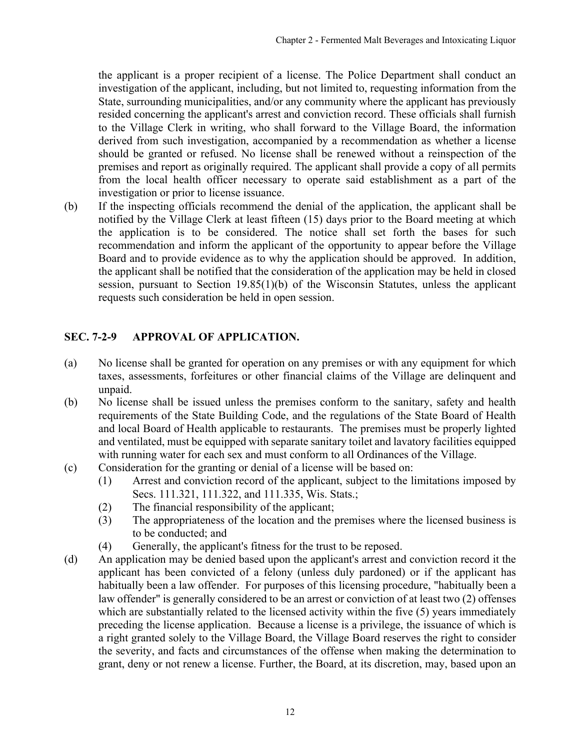the applicant is a proper recipient of a license. The Police Department shall conduct an investigation of the applicant, including, but not limited to, requesting information from the State, surrounding municipalities, and/or any community where the applicant has previously resided concerning the applicant's arrest and conviction record. These officials shall furnish to the Village Clerk in writing, who shall forward to the Village Board, the information derived from such investigation, accompanied by a recommendation as whether a license should be granted or refused. No license shall be renewed without a reinspection of the premises and report as originally required. The applicant shall provide a copy of all permits from the local health officer necessary to operate said establishment as a part of the investigation or prior to license issuance.

(b) If the inspecting officials recommend the denial of the application, the applicant shall be notified by the Village Clerk at least fifteen (15) days prior to the Board meeting at which the application is to be considered. The notice shall set forth the bases for such recommendation and inform the applicant of the opportunity to appear before the Village Board and to provide evidence as to why the application should be approved. In addition, the applicant shall be notified that the consideration of the application may be held in closed session, pursuant to Section 19.85(1)(b) of the Wisconsin Statutes, unless the applicant requests such consideration be held in open session.

## SEC. 7-2-9 APPROVAL OF APPLICATION.

(a) No license shall be granted for operation on any premises or with any equipment for which taxes, assessments, forfeitures or other financial claims of the Village are delinquent and unpaid.

(b) No license shall be issued unless the premises conform to the sanitary, safety and health requirements of the State Building Code, and the regulations of the State Board of Health and local Board of Health applicable to restaurants. The premises must be properly lighted and ventilated, must be equipped with separate sanitary toilet and lavatory facilities equipped with running water for each sex and must conform to all Ordinances of the Village.

(c) Consideration for the granting or denial of a license will be based on:

  (1) Arrest and conviction record of the applicant, subject to the limitations imposed by Secs. 111.321, 111.322, and 111.335, Wis. Stats.;

  (2) The financial responsibility of the applicant;

  (3) The appropriateness of the location and the premises where the licensed business is to be conducted; and

  (4) Generally, the applicant's fitness for the trust to be reposed.

(d) An application may be denied based upon the applicant's arrest and conviction record it the applicant has been convicted of a felony (unless duly pardoned) or if the applicant has habitually been a law offender. For purposes of this licensing procedure, "habitually been a law offender" is generally considered to be an arrest or conviction of at least two (2) offenses which are substantially related to the licensed activity within the five (5) years immediately preceding the license application. Because a license is a privilege, the issuance of which is a right granted solely to the Village Board, the Village Board reserves the right to consider the severity, and facts and circumstances of the offense when making the determination to grant, deny or not renew a license. Further, the Board, at its discretion, may, based upon an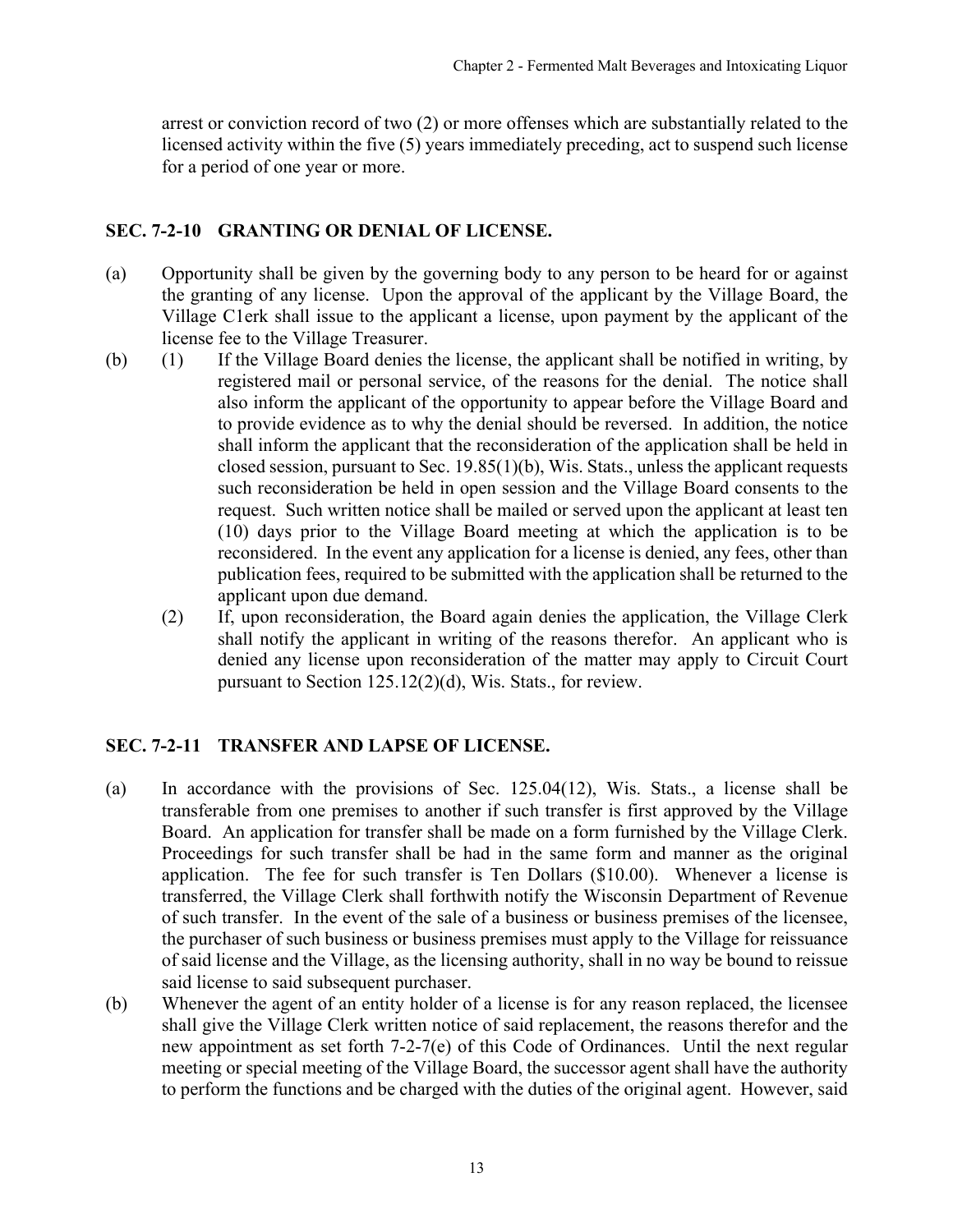arrest or conviction record of two (2) or more offenses which are substantially related to the licensed activity within the five (5) years immediately preceding, act to suspend such license for a period of one year or more.

## SEC. 7-2-10 GRANTING OR DENIAL OF LICENSE.

(a) Opportunity shall be given by the governing body to any person to be heard for or against the granting of any license. Upon the approval of the applicant by the Village Board, the Village C1erk shall issue to the applicant a license, upon payment by the applicant of the license fee to the Village Treasurer.

(b) (1) If the Village Board denies the license, the applicant shall be notified in writing, by registered mail or personal service, of the reasons for the denial. The notice shall also inform the applicant of the opportunity to appear before the Village Board and to provide evidence as to why the denial should be reversed. In addition, the notice shall inform the applicant that the reconsideration of the application shall be held in closed session, pursuant to Sec. 19.85(1)(b), Wis. Stats., unless the applicant requests such reconsideration be held in open session and the Village Board consents to the request. Such written notice shall be mailed or served upon the applicant at least ten (10) days prior to the Village Board meeting at which the application is to be reconsidered. In the event any application for a license is denied, any fees, other than publication fees, required to be submitted with the application shall be returned to the applicant upon due demand.

(2) If, upon reconsideration, the Board again denies the application, the Village Clerk shall notify the applicant in writing of the reasons therefor. An applicant who is denied any license upon reconsideration of the matter may apply to Circuit Court pursuant to Section 125.12(2)(d), Wis. Stats., for review.

## SEC. 7-2-11 TRANSFER AND LAPSE OF LICENSE.

(a) In accordance with the provisions of Sec. 125.04(12), Wis. Stats., a license shall be transferable from one premises to another if such transfer is first approved by the Village Board. An application for transfer shall be made on a form furnished by the Village Clerk. Proceedings for such transfer shall be had in the same form and manner as the original application. The fee for such transfer is Ten Dollars ($10.00). Whenever a license is transferred, the Village Clerk shall forthwith notify the Wisconsin Department of Revenue of such transfer. In the event of the sale of a business or business premises of the licensee, the purchaser of such business or business premises must apply to the Village for reissuance of said license and the Village, as the licensing authority, shall in no way be bound to reissue said license to said subsequent purchaser.

(b) Whenever the agent of an entity holder of a license is for any reason replaced, the licensee shall give the Village Clerk written notice of said replacement, the reasons therefor and the new appointment as set forth 7-2-7(e) of this Code of Ordinances. Until the next regular meeting or special meeting of the Village Board, the successor agent shall have the authority to perform the functions and be charged with the duties of the original agent. However, said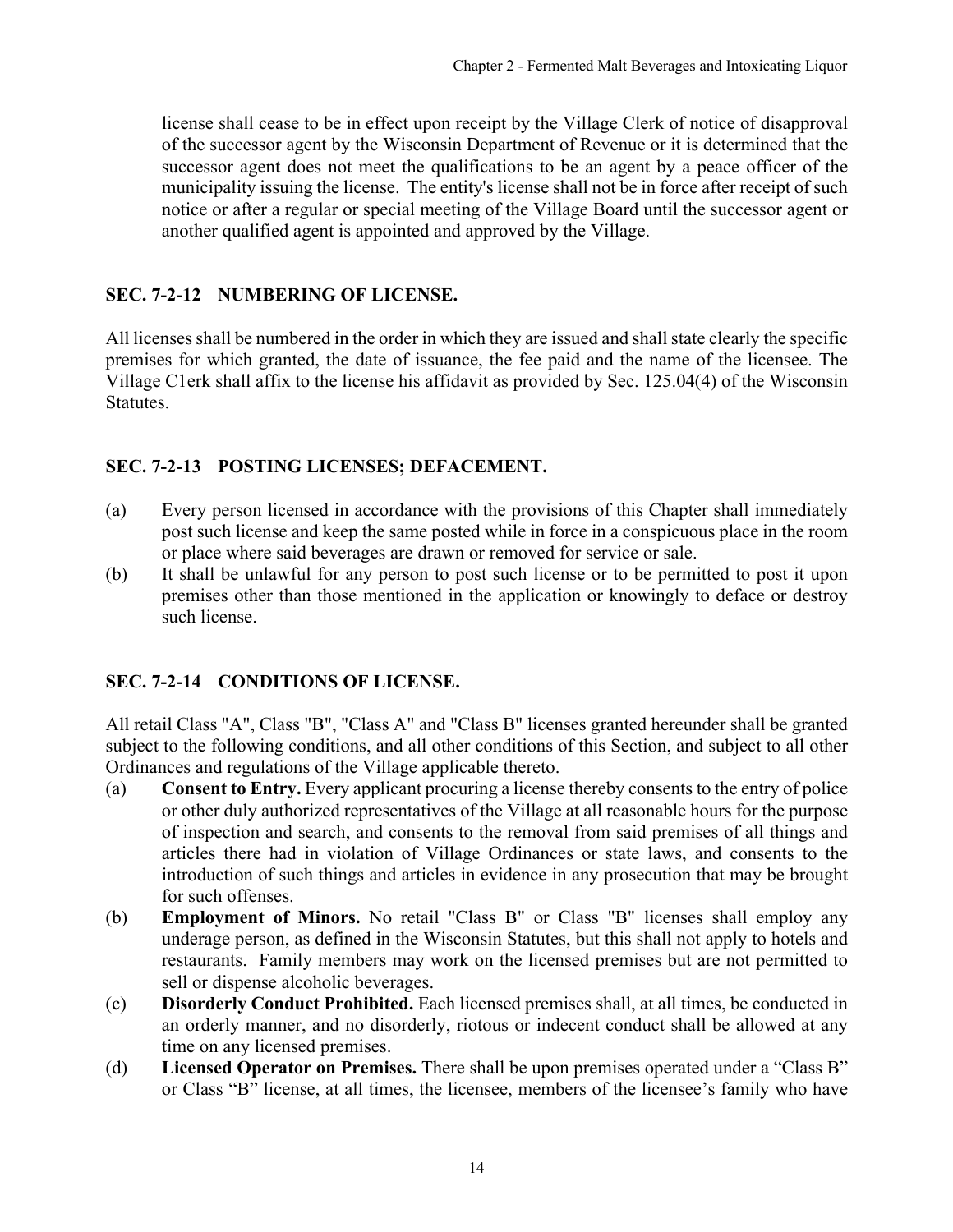license shall cease to be in effect upon receipt by the Village Clerk of notice of disapproval of the successor agent by the Wisconsin Department of Revenue or it is determined that the successor agent does not meet the qualifications to be an agent by a peace officer of the municipality issuing the license. The entity's license shall not be in force after receipt of such notice or after a regular or special meeting of the Village Board until the successor agent or another qualified agent is appointed and approved by the Village.

### SEC. 7-2-12 NUMBERING OF LICENSE.

All licenses shall be numbered in the order in which they are issued and shall state clearly the specific premises for which granted, the date of issuance, the fee paid and the name of the licensee. The Village C1erk shall affix to the license his affidavit as provided by Sec. 125.04(4) of the Wisconsin Statutes.

### SEC. 7-2-13 POSTING LICENSES; DEFACEMENT.

(a) Every person licensed in accordance with the provisions of this Chapter shall immediately post such license and keep the same posted while in force in a conspicuous place in the room or place where said beverages are drawn or removed for service or sale.

(b) It shall be unlawful for any person to post such license or to be permitted to post it upon premises other than those mentioned in the application or knowingly to deface or destroy such license.

### SEC. 7-2-14 CONDITIONS OF LICENSE.

All retail Class "A", Class "B", "Class A" and "Class B" licenses granted hereunder shall be granted subject to the following conditions, and all other conditions of this Section, and subject to all other Ordinances and regulations of the Village applicable thereto.

(a) **Consent to Entry.** Every applicant procuring a license thereby consents to the entry of police or other duly authorized representatives of the Village at all reasonable hours for the purpose of inspection and search, and consents to the removal from said premises of all things and articles there had in violation of Village Ordinances or state laws, and consents to the introduction of such things and articles in evidence in any prosecution that may be brought for such offenses.

(b) **Employment of Minors.** No retail "Class B" or Class "B" licenses shall employ any underage person, as defined in the Wisconsin Statutes, but this shall not apply to hotels and restaurants. Family members may work on the licensed premises but are not permitted to sell or dispense alcoholic beverages.

(c) **Disorderly Conduct Prohibited.** Each licensed premises shall, at all times, be conducted in an orderly manner, and no disorderly, riotous or indecent conduct shall be allowed at any time on any licensed premises.

(d) **Licensed Operator on Premises.** There shall be upon premises operated under a "Class B" or Class "B" license, at all times, the licensee, members of the licensee's family who have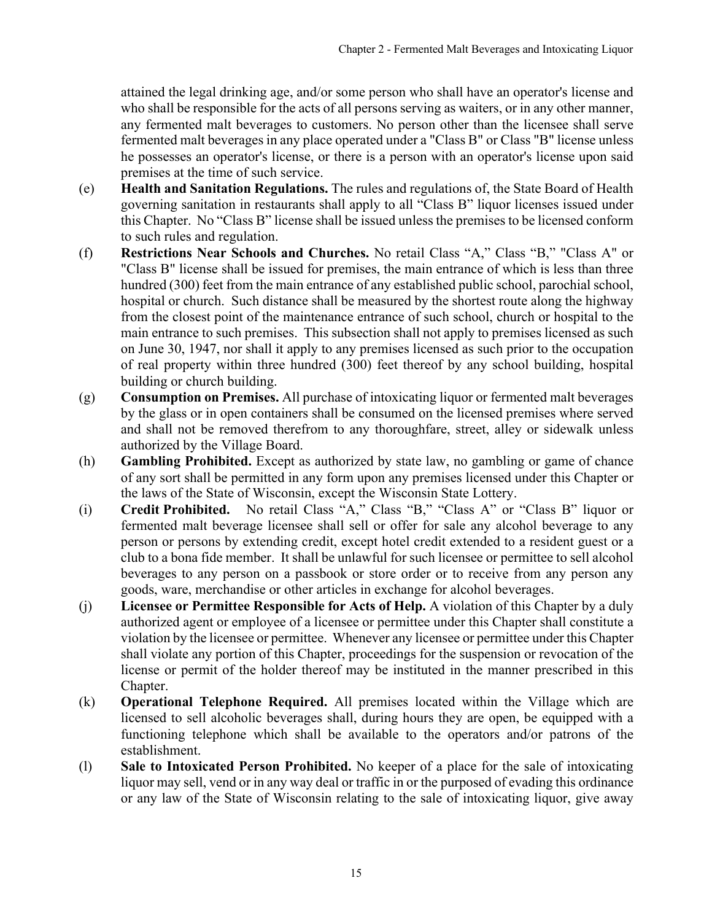attained the legal drinking age, and/or some person who shall have an operator's license and who shall be responsible for the acts of all persons serving as waiters, or in any other manner, any fermented malt beverages to customers. No person other than the licensee shall serve fermented malt beverages in any place operated under a "Class B" or Class "B" license unless he possesses an operator's license, or there is a person with an operator's license upon said premises at the time of such service.

(e) **Health and Sanitation Regulations.** The rules and regulations of, the State Board of Health governing sanitation in restaurants shall apply to all "Class B" liquor licenses issued under this Chapter. No "Class B" license shall be issued unless the premises to be licensed conform to such rules and regulation.

(f) **Restrictions Near Schools and Churches.** No retail Class "A," Class "B," "Class A" or "Class B" license shall be issued for premises, the main entrance of which is less than three hundred (300) feet from the main entrance of any established public school, parochial school, hospital or church. Such distance shall be measured by the shortest route along the highway from the closest point of the maintenance entrance of such school, church or hospital to the main entrance to such premises. This subsection shall not apply to premises licensed as such on June 30, 1947, nor shall it apply to any premises licensed as such prior to the occupation of real property within three hundred (300) feet thereof by any school building, hospital building or church building.

(g) **Consumption on Premises.** All purchase of intoxicating liquor or fermented malt beverages by the glass or in open containers shall be consumed on the licensed premises where served and shall not be removed therefrom to any thoroughfare, street, alley or sidewalk unless authorized by the Village Board.

(h) **Gambling Prohibited.** Except as authorized by state law, no gambling or game of chance of any sort shall be permitted in any form upon any premises licensed under this Chapter or the laws of the State of Wisconsin, except the Wisconsin State Lottery.

(i) **Credit Prohibited.** No retail Class "A," Class "B," "Class A" or "Class B" liquor or fermented malt beverage licensee shall sell or offer for sale any alcohol beverage to any person or persons by extending credit, except hotel credit extended to a resident guest or a club to a bona fide member. It shall be unlawful for such licensee or permittee to sell alcohol beverages to any person on a passbook or store order or to receive from any person any goods, ware, merchandise or other articles in exchange for alcohol beverages.

(j) **Licensee or Permittee Responsible for Acts of Help.** A violation of this Chapter by a duly authorized agent or employee of a licensee or permittee under this Chapter shall constitute a violation by the licensee or permittee. Whenever any licensee or permittee under this Chapter shall violate any portion of this Chapter, proceedings for the suspension or revocation of the license or permit of the holder thereof may be instituted in the manner prescribed in this Chapter.

(k) **Operational Telephone Required.** All premises located within the Village which are licensed to sell alcoholic beverages shall, during hours they are open, be equipped with a functioning telephone which shall be available to the operators and/or patrons of the establishment.

(l) **Sale to Intoxicated Person Prohibited.** No keeper of a place for the sale of intoxicating liquor may sell, vend or in any way deal or traffic in or the purposed of evading this ordinance or any law of the State of Wisconsin relating to the sale of intoxicating liquor, give away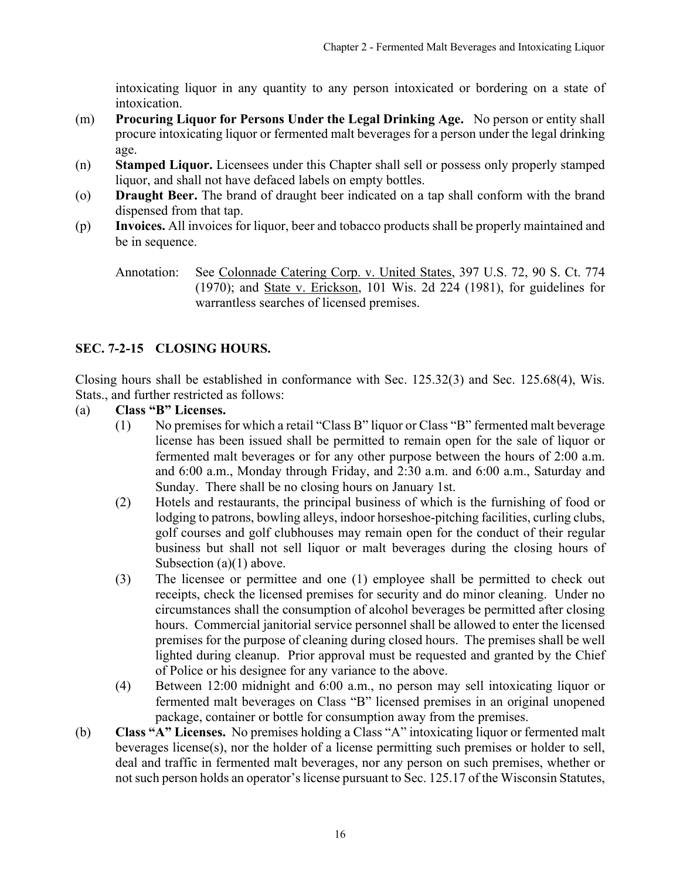intoxicating liquor in any quantity to any person intoxicated or bordering on a state of intoxication.

(m) **Procuring Liquor for Persons Under the Legal Drinking Age.** No person or entity shall procure intoxicating liquor or fermented malt beverages for a person under the legal drinking age.

(n) **Stamped Liquor.** Licensees under this Chapter shall sell or possess only properly stamped liquor, and shall not have defaced labels on empty bottles.

(o) **Draught Beer.** The brand of draught beer indicated on a tap shall conform with the brand dispensed from that tap.

(p) **Invoices.** All invoices for liquor, beer and tobacco products shall be properly maintained and be in sequence.

Annotation: See Colonnade Catering Corp. v. United States, 397 U.S. 72, 90 S. Ct. 774 (1970); and State v. Erickson, 101 Wis. 2d 224 (1981), for guidelines for warrantless searches of licensed premises.

## SEC. 7-2-15 CLOSING HOURS.

Closing hours shall be established in conformance with Sec. 125.32(3) and Sec. 125.68(4), Wis. Stats., and further restricted as follows:

(a) **Class "B" Licenses.**

(1) No premises for which a retail "Class B" liquor or Class "B" fermented malt beverage license has been issued shall be permitted to remain open for the sale of liquor or fermented malt beverages or for any other purpose between the hours of 2:00 a.m. and 6:00 a.m., Monday through Friday, and 2:30 a.m. and 6:00 a.m., Saturday and Sunday. There shall be no closing hours on January 1st.

(2) Hotels and restaurants, the principal business of which is the furnishing of food or lodging to patrons, bowling alleys, indoor horseshoe-pitching facilities, curling clubs, golf courses and golf clubhouses may remain open for the conduct of their regular business but shall not sell liquor or malt beverages during the closing hours of Subsection (a)(1) above.

(3) The licensee or permittee and one (1) employee shall be permitted to check out receipts, check the licensed premises for security and do minor cleaning. Under no circumstances shall the consumption of alcohol beverages be permitted after closing hours. Commercial janitorial service personnel shall be allowed to enter the licensed premises for the purpose of cleaning during closed hours. The premises shall be well lighted during cleanup. Prior approval must be requested and granted by the Chief of Police or his designee for any variance to the above.

(4) Between 12:00 midnight and 6:00 a.m., no person may sell intoxicating liquor or fermented malt beverages on Class "B" licensed premises in an original unopened package, container or bottle for consumption away from the premises.

(b) **Class "A" Licenses.** No premises holding a Class "A" intoxicating liquor or fermented malt beverages license(s), nor the holder of a license permitting such premises or holder to sell, deal and traffic in fermented malt beverages, nor any person on such premises, whether or not such person holds an operator's license pursuant to Sec. 125.17 of the Wisconsin Statutes,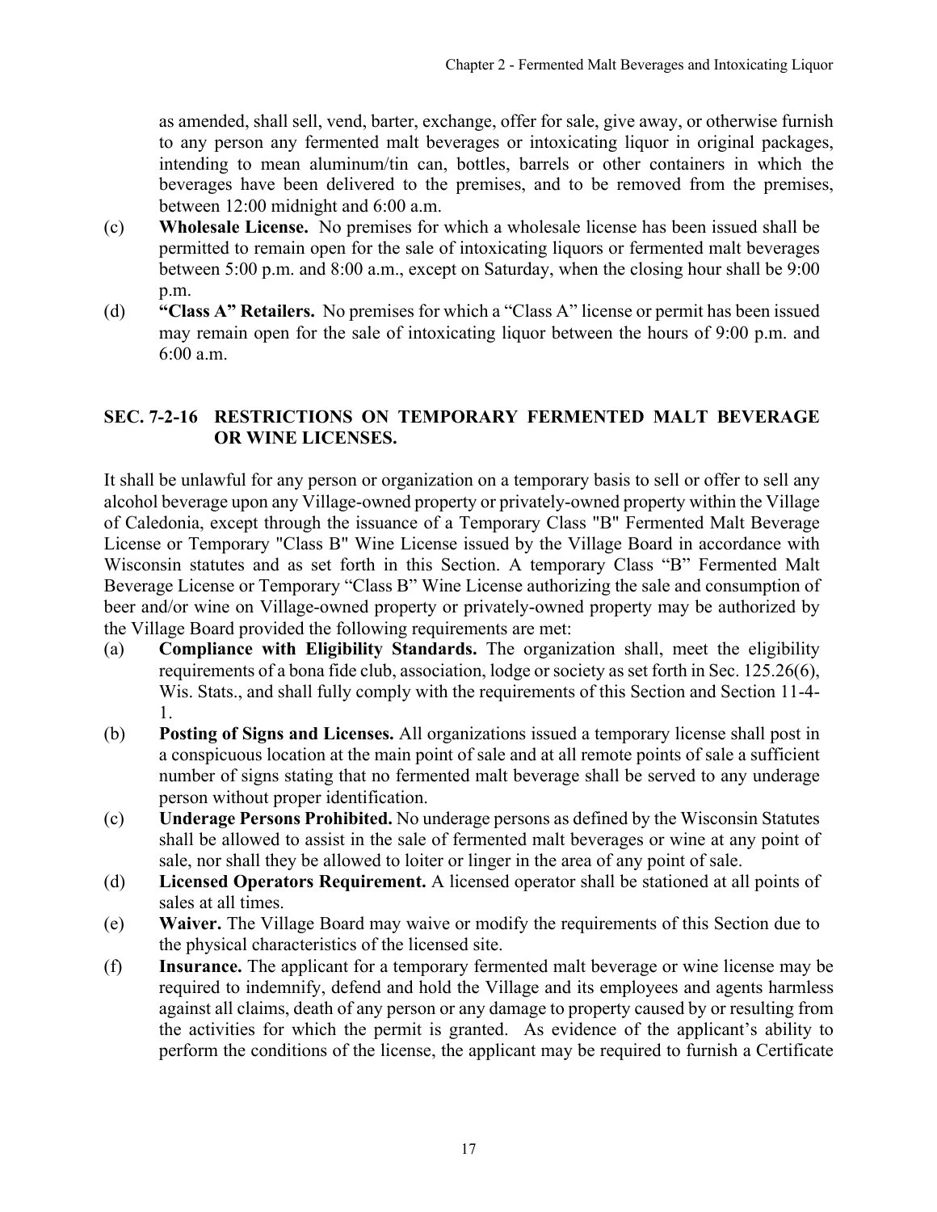as amended, shall sell, vend, barter, exchange, offer for sale, give away, or otherwise furnish to any person any fermented malt beverages or intoxicating liquor in original packages, intending to mean aluminum/tin can, bottles, barrels or other containers in which the beverages have been delivered to the premises, and to be removed from the premises, between 12:00 midnight and 6:00 a.m.

(c) **Wholesale License.** No premises for which a wholesale license has been issued shall be permitted to remain open for the sale of intoxicating liquors or fermented malt beverages between 5:00 p.m. and 8:00 a.m., except on Saturday, when the closing hour shall be 9:00 p.m.

(d) **"Class A" Retailers.** No premises for which a "Class A" license or permit has been issued may remain open for the sale of intoxicating liquor between the hours of 9:00 p.m. and 6:00 a.m.

## SEC. 7-2-16 RESTRICTIONS ON TEMPORARY FERMENTED MALT BEVERAGE OR WINE LICENSES.

It shall be unlawful for any person or organization on a temporary basis to sell or offer to sell any alcohol beverage upon any Village-owned property or privately-owned property within the Village of Caledonia, except through the issuance of a Temporary Class "B" Fermented Malt Beverage License or Temporary "Class B" Wine License issued by the Village Board in accordance with Wisconsin statutes and as set forth in this Section. A temporary Class "B" Fermented Malt Beverage License or Temporary "Class B" Wine License authorizing the sale and consumption of beer and/or wine on Village-owned property or privately-owned property may be authorized by the Village Board provided the following requirements are met:

(a) **Compliance with Eligibility Standards.** The organization shall, meet the eligibility requirements of a bona fide club, association, lodge or society as set forth in Sec. 125.26(6), Wis. Stats., and shall fully comply with the requirements of this Section and Section 11-4-1.

(b) **Posting of Signs and Licenses.** All organizations issued a temporary license shall post in a conspicuous location at the main point of sale and at all remote points of sale a sufficient number of signs stating that no fermented malt beverage shall be served to any underage person without proper identification.

(c) **Underage Persons Prohibited.** No underage persons as defined by the Wisconsin Statutes shall be allowed to assist in the sale of fermented malt beverages or wine at any point of sale, nor shall they be allowed to loiter or linger in the area of any point of sale.

(d) **Licensed Operators Requirement.** A licensed operator shall be stationed at all points of sales at all times.

(e) **Waiver.** The Village Board may waive or modify the requirements of this Section due to the physical characteristics of the licensed site.

(f) **Insurance.** The applicant for a temporary fermented malt beverage or wine license may be required to indemnify, defend and hold the Village and its employees and agents harmless against all claims, death of any person or any damage to property caused by or resulting from the activities for which the permit is granted. As evidence of the applicant's ability to perform the conditions of the license, the applicant may be required to furnish a Certificate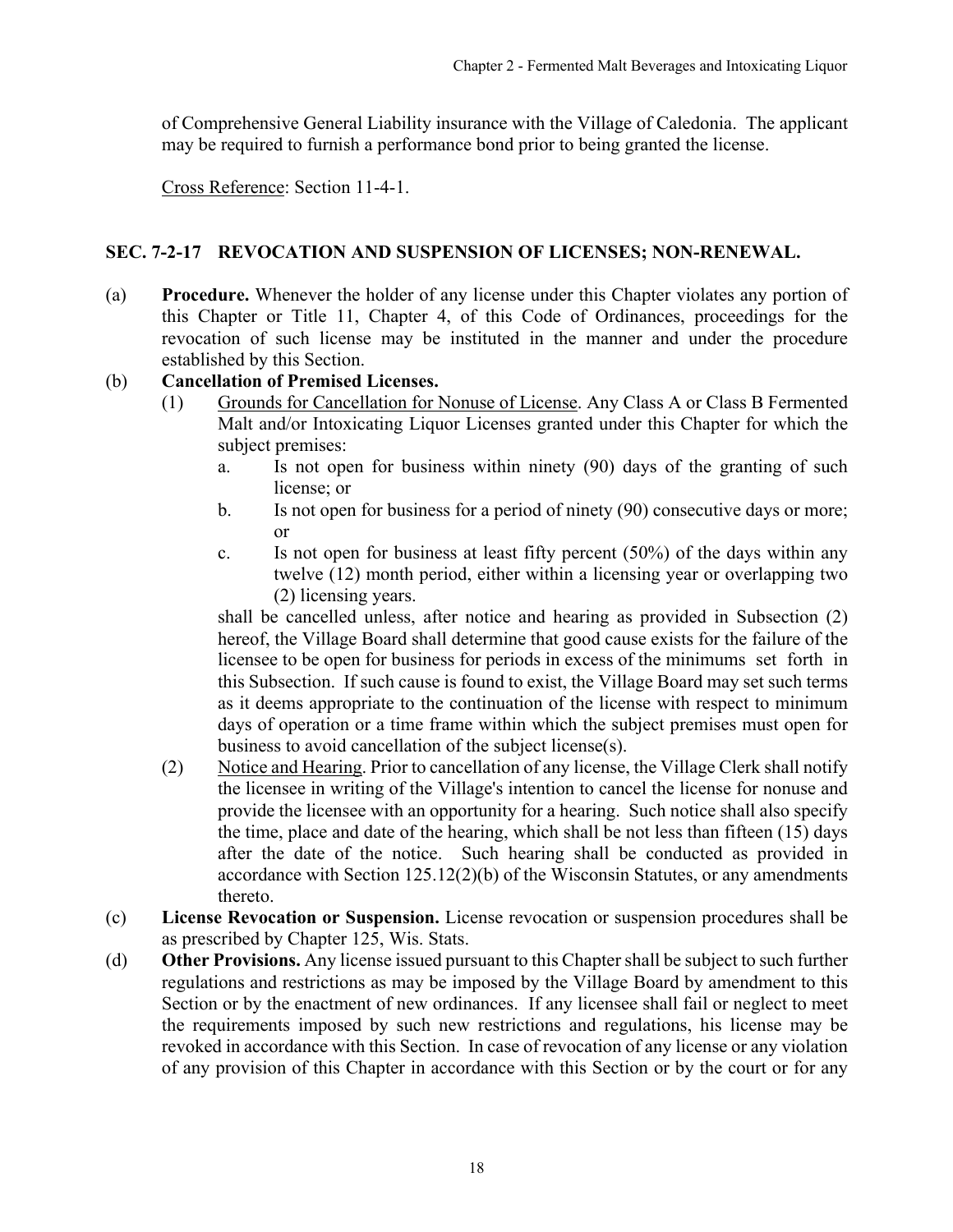of Comprehensive General Liability insurance with the Village of Caledonia. The applicant may be required to furnish a performance bond prior to being granted the license.

Cross Reference: Section 11-4-1.

## SEC. 7-2-17 REVOCATION AND SUSPENSION OF LICENSES; NON-RENEWAL.

(a) **Procedure.** Whenever the holder of any license under this Chapter violates any portion of this Chapter or Title 11, Chapter 4, of this Code of Ordinances, proceedings for the revocation of such license may be instituted in the manner and under the procedure established by this Section.

(b) **Cancellation of Premised Licenses.**

(1) Grounds for Cancellation for Nonuse of License. Any Class A or Class B Fermented Malt and/or Intoxicating Liquor Licenses granted under this Chapter for which the subject premises:

a. Is not open for business within ninety (90) days of the granting of such license; or

b. Is not open for business for a period of ninety (90) consecutive days or more; or

c. Is not open for business at least fifty percent (50%) of the days within any twelve (12) month period, either within a licensing year or overlapping two (2) licensing years.

shall be cancelled unless, after notice and hearing as provided in Subsection (2) hereof, the Village Board shall determine that good cause exists for the failure of the licensee to be open for business for periods in excess of the minimums set forth in this Subsection. If such cause is found to exist, the Village Board may set such terms as it deems appropriate to the continuation of the license with respect to minimum days of operation or a time frame within which the subject premises must open for business to avoid cancellation of the subject license(s).

(2) Notice and Hearing. Prior to cancellation of any license, the Village Clerk shall notify the licensee in writing of the Village's intention to cancel the license for nonuse and provide the licensee with an opportunity for a hearing. Such notice shall also specify the time, place and date of the hearing, which shall be not less than fifteen (15) days after the date of the notice. Such hearing shall be conducted as provided in accordance with Section 125.12(2)(b) of the Wisconsin Statutes, or any amendments thereto.

(c) **License Revocation or Suspension.** License revocation or suspension procedures shall be as prescribed by Chapter 125, Wis. Stats.

(d) **Other Provisions.** Any license issued pursuant to this Chapter shall be subject to such further regulations and restrictions as may be imposed by the Village Board by amendment to this Section or by the enactment of new ordinances. If any licensee shall fail or neglect to meet the requirements imposed by such new restrictions and regulations, his license may be revoked in accordance with this Section. In case of revocation of any license or any violation of any provision of this Chapter in accordance with this Section or by the court or for any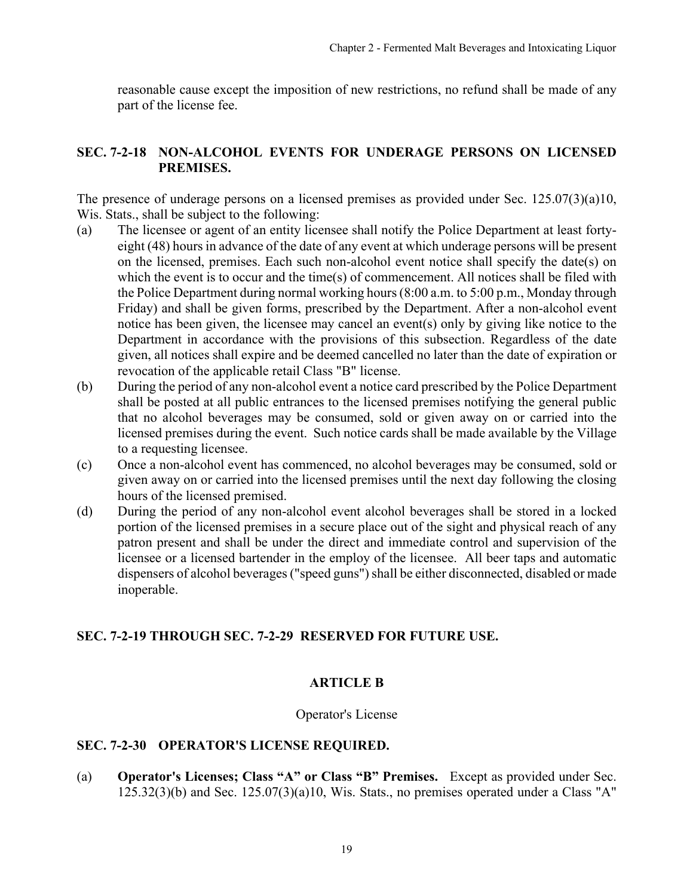reasonable cause except the imposition of new restrictions, no refund shall be made of any part of the license fee.

## SEC. 7-2-18 NON-ALCOHOL EVENTS FOR UNDERAGE PERSONS ON LICENSED PREMISES.

The presence of underage persons on a licensed premises as provided under Sec. 125.07(3)(a)10, Wis. Stats., shall be subject to the following:

(a) The licensee or agent of an entity licensee shall notify the Police Department at least forty-eight (48) hours in advance of the date of any event at which underage persons will be present on the licensed, premises. Each such non-alcohol event notice shall specify the date(s) on which the event is to occur and the time(s) of commencement. All notices shall be filed with the Police Department during normal working hours (8:00 a.m. to 5:00 p.m., Monday through Friday) and shall be given forms, prescribed by the Department. After a non-alcohol event notice has been given, the licensee may cancel an event(s) only by giving like notice to the Department in accordance with the provisions of this subsection. Regardless of the date given, all notices shall expire and be deemed cancelled no later than the date of expiration or revocation of the applicable retail Class "B" license.

(b) During the period of any non-alcohol event a notice card prescribed by the Police Department shall be posted at all public entrances to the licensed premises notifying the general public that no alcohol beverages may be consumed, sold or given away on or carried into the licensed premises during the event. Such notice cards shall be made available by the Village to a requesting licensee.

(c) Once a non-alcohol event has commenced, no alcohol beverages may be consumed, sold or given away on or carried into the licensed premises until the next day following the closing hours of the licensed premised.

(d) During the period of any non-alcohol event alcohol beverages shall be stored in a locked portion of the licensed premises in a secure place out of the sight and physical reach of any patron present and shall be under the direct and immediate control and supervision of the licensee or a licensed bartender in the employ of the licensee. All beer taps and automatic dispensers of alcohol beverages ("speed guns") shall be either disconnected, disabled or made inoperable.

## SEC. 7-2-19 THROUGH SEC. 7-2-29 RESERVED FOR FUTURE USE.

## ARTICLE B

Operator's License

## SEC. 7-2-30 OPERATOR'S LICENSE REQUIRED.

(a) **Operator's Licenses; Class "A" or Class "B" Premises.** Except as provided under Sec. 125.32(3)(b) and Sec. 125.07(3)(a)10, Wis. Stats., no premises operated under a Class "A"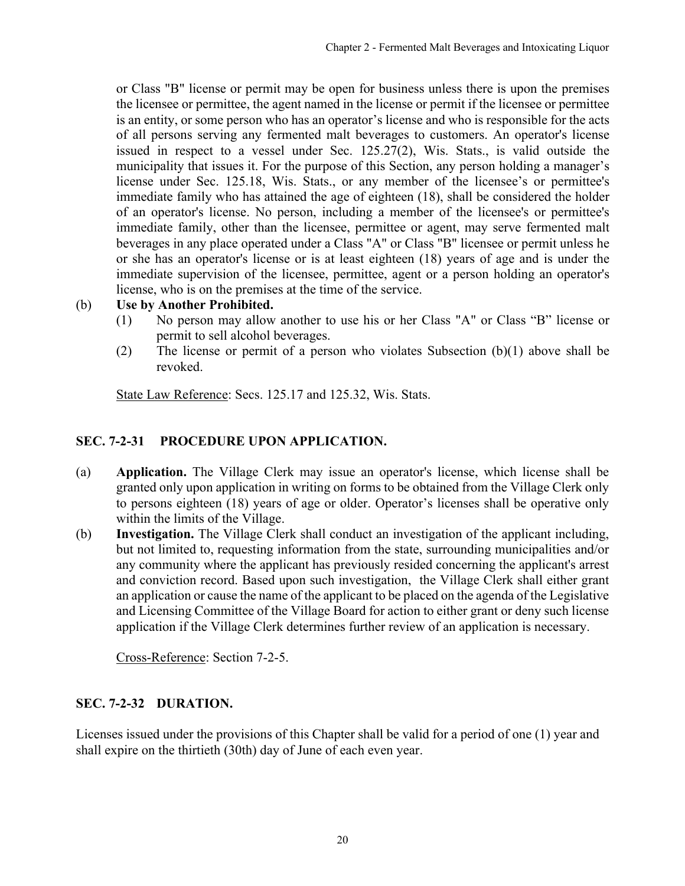or Class "B" license or permit may be open for business unless there is upon the premises the licensee or permittee, the agent named in the license or permit if the licensee or permittee is an entity, or some person who has an operator's license and who is responsible for the acts of all persons serving any fermented malt beverages to customers. An operator's license issued in respect to a vessel under Sec. 125.27(2), Wis. Stats., is valid outside the municipality that issues it. For the purpose of this Section, any person holding a manager's license under Sec. 125.18, Wis. Stats., or any member of the licensee's or permittee's immediate family who has attained the age of eighteen (18), shall be considered the holder of an operator's license. No person, including a member of the licensee's or permittee's immediate family, other than the licensee, permittee or agent, may serve fermented malt beverages in any place operated under a Class "A" or Class "B" licensee or permit unless he or she has an operator's license or is at least eighteen (18) years of age and is under the immediate supervision of the licensee, permittee, agent or a person holding an operator's license, who is on the premises at the time of the service.

(b) **Use by Another Prohibited.**
   (1) No person may allow another to use his or her Class "A" or Class "B" license or permit to sell alcohol beverages.
   (2) The license or permit of a person who violates Subsection (b)(1) above shall be revoked.

<u>State Law Reference</u>: Secs. 125.17 and 125.32, Wis. Stats.

## SEC. 7-2-31 PROCEDURE UPON APPLICATION.

(a) **Application.** The Village Clerk may issue an operator's license, which license shall be granted only upon application in writing on forms to be obtained from the Village Clerk only to persons eighteen (18) years of age or older. Operator's licenses shall be operative only within the limits of the Village.

(b) **Investigation.** The Village Clerk shall conduct an investigation of the applicant including, but not limited to, requesting information from the state, surrounding municipalities and/or any community where the applicant has previously resided concerning the applicant's arrest and conviction record. Based upon such investigation, the Village Clerk shall either grant an application or cause the name of the applicant to be placed on the agenda of the Legislative and Licensing Committee of the Village Board for action to either grant or deny such license application if the Village Clerk determines further review of an application is necessary.

<u>Cross-Reference</u>: Section 7-2-5.

## SEC. 7-2-32 DURATION.

Licenses issued under the provisions of this Chapter shall be valid for a period of one (1) year and shall expire on the thirtieth (30th) day of June of each even year.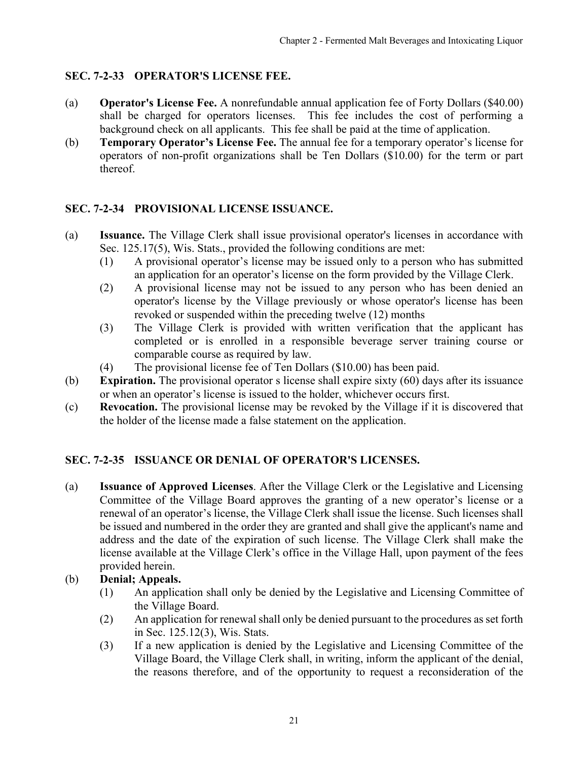## SEC. 7-2-33 OPERATOR'S LICENSE FEE.

(a) **Operator's License Fee.** A nonrefundable annual application fee of Forty Dollars ($40.00) shall be charged for operators licenses. This fee includes the cost of performing a background check on all applicants. This fee shall be paid at the time of application.

(b) **Temporary Operator's License Fee.** The annual fee for a temporary operator's license for operators of non-profit organizations shall be Ten Dollars ($10.00) for the term or part thereof.

## SEC. 7-2-34 PROVISIONAL LICENSE ISSUANCE.

(a) **Issuance.** The Village Clerk shall issue provisional operator's licenses in accordance with Sec. 125.17(5), Wis. Stats., provided the following conditions are met:

  (1) A provisional operator's license may be issued only to a person who has submitted an application for an operator's license on the form provided by the Village Clerk.

  (2) A provisional license may not be issued to any person who has been denied an operator's license by the Village previously or whose operator's license has been revoked or suspended within the preceding twelve (12) months

  (3) The Village Clerk is provided with written verification that the applicant has completed or is enrolled in a responsible beverage server training course or comparable course as required by law.

  (4) The provisional license fee of Ten Dollars ($10.00) has been paid.

(b) **Expiration.** The provisional operator s license shall expire sixty (60) days after its issuance or when an operator's license is issued to the holder, whichever occurs first.

(c) **Revocation.** The provisional license may be revoked by the Village if it is discovered that the holder of the license made a false statement on the application.

## SEC. 7-2-35 ISSUANCE OR DENIAL OF OPERATOR'S LICENSES.

(a) **Issuance of Approved Licenses**. After the Village Clerk or the Legislative and Licensing Committee of the Village Board approves the granting of a new operator's license or a renewal of an operator's license, the Village Clerk shall issue the license. Such licenses shall be issued and numbered in the order they are granted and shall give the applicant's name and address and the date of the expiration of such license. The Village Clerk shall make the license available at the Village Clerk's office in the Village Hall, upon payment of the fees provided herein.

(b) **Denial; Appeals.**

  (1) An application shall only be denied by the Legislative and Licensing Committee of the Village Board.

  (2) An application for renewal shall only be denied pursuant to the procedures as set forth in Sec. 125.12(3), Wis. Stats.

  (3) If a new application is denied by the Legislative and Licensing Committee of the Village Board, the Village Clerk shall, in writing, inform the applicant of the denial, the reasons therefore, and of the opportunity to request a reconsideration of the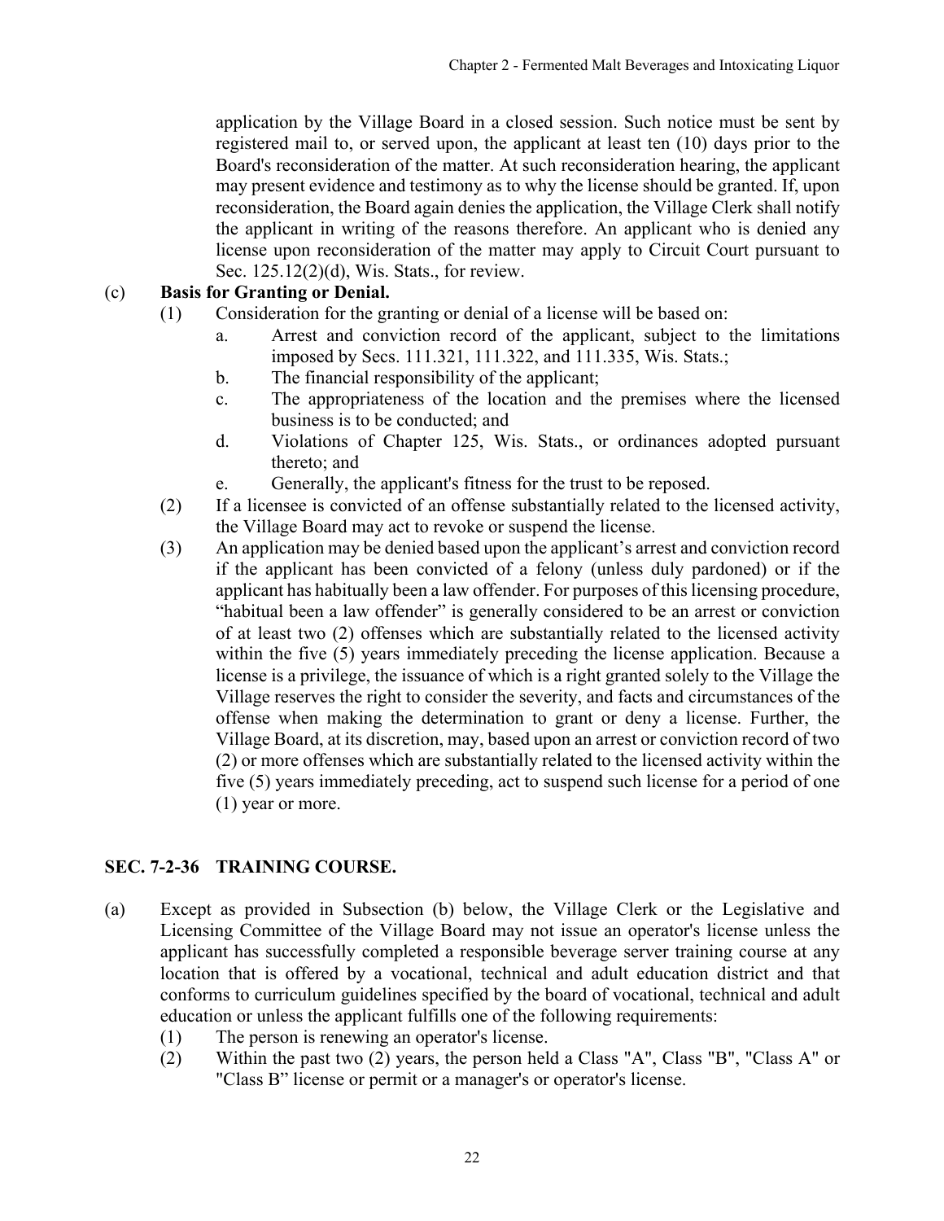application by the Village Board in a closed session. Such notice must be sent by registered mail to, or served upon, the applicant at least ten (10) days prior to the Board's reconsideration of the matter. At such reconsideration hearing, the applicant may present evidence and testimony as to why the license should be granted. If, upon reconsideration, the Board again denies the application, the Village Clerk shall notify the applicant in writing of the reasons therefore. An applicant who is denied any license upon reconsideration of the matter may apply to Circuit Court pursuant to Sec. 125.12(2)(d), Wis. Stats., for review.

(c) **Basis for Granting or Denial.**

(1) Consideration for the granting or denial of a license will be based on:

a. Arrest and conviction record of the applicant, subject to the limitations imposed by Secs. 111.321, 111.322, and 111.335, Wis. Stats.;

b. The financial responsibility of the applicant;

c. The appropriateness of the location and the premises where the licensed business is to be conducted; and

d. Violations of Chapter 125, Wis. Stats., or ordinances adopted pursuant thereto; and

e. Generally, the applicant's fitness for the trust to be reposed.

(2) If a licensee is convicted of an offense substantially related to the licensed activity, the Village Board may act to revoke or suspend the license.

(3) An application may be denied based upon the applicant's arrest and conviction record if the applicant has been convicted of a felony (unless duly pardoned) or if the applicant has habitually been a law offender. For purposes of this licensing procedure, "habitual been a law offender" is generally considered to be an arrest or conviction of at least two (2) offenses which are substantially related to the licensed activity within the five (5) years immediately preceding the license application. Because a license is a privilege, the issuance of which is a right granted solely to the Village the Village reserves the right to consider the severity, and facts and circumstances of the offense when making the determination to grant or deny a license. Further, the Village Board, at its discretion, may, based upon an arrest or conviction record of two (2) or more offenses which are substantially related to the licensed activity within the five (5) years immediately preceding, act to suspend such license for a period of one (1) year or more.

## SEC. 7-2-36 TRAINING COURSE.

(a) Except as provided in Subsection (b) below, the Village Clerk or the Legislative and Licensing Committee of the Village Board may not issue an operator's license unless the applicant has successfully completed a responsible beverage server training course at any location that is offered by a vocational, technical and adult education district and that conforms to curriculum guidelines specified by the board of vocational, technical and adult education or unless the applicant fulfills one of the following requirements:

(1) The person is renewing an operator's license.

(2) Within the past two (2) years, the person held a Class "A", Class "B", "Class A" or "Class B" license or permit or a manager's or operator's license.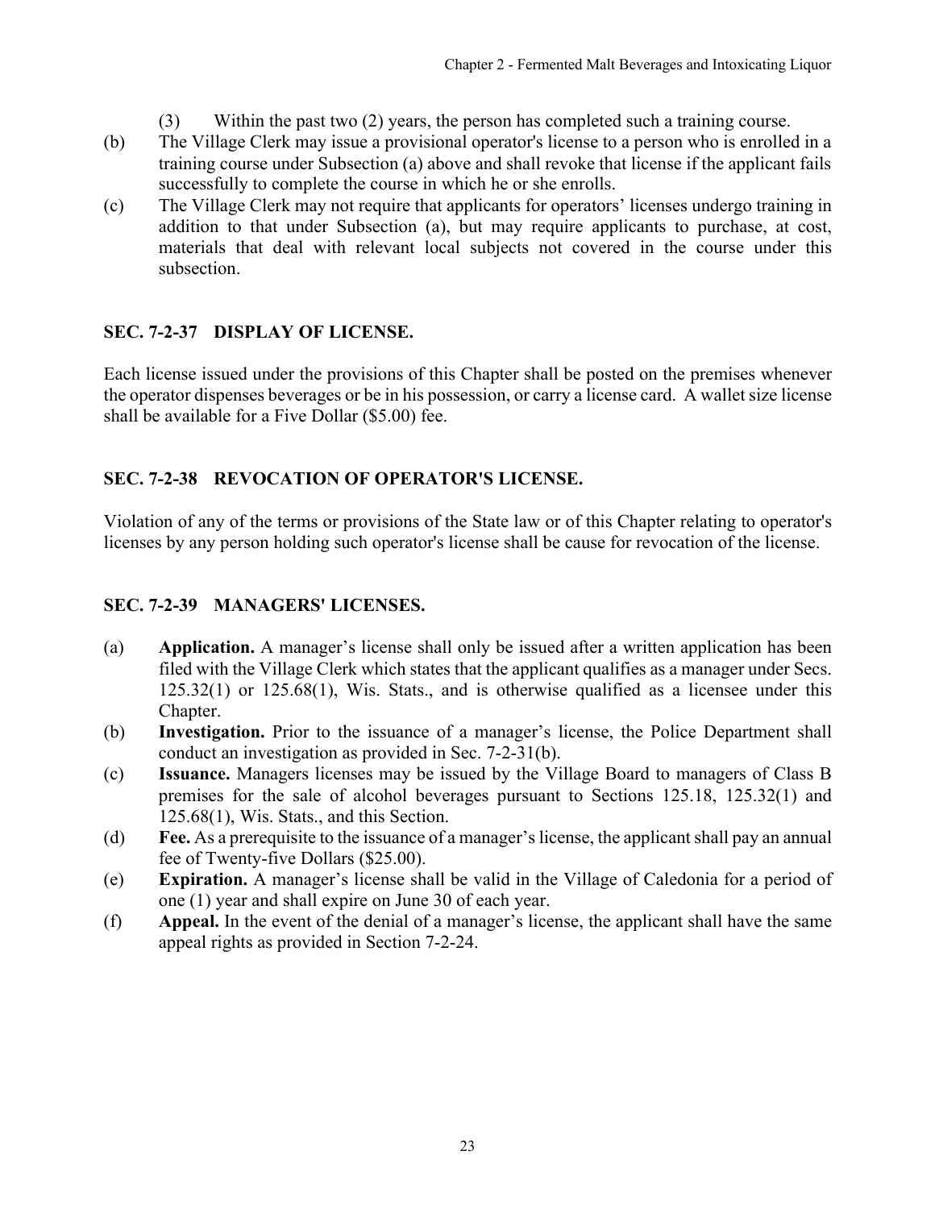(3) Within the past two (2) years, the person has completed such a training course.

(b) The Village Clerk may issue a provisional operator's license to a person who is enrolled in a training course under Subsection (a) above and shall revoke that license if the applicant fails successfully to complete the course in which he or she enrolls.

(c) The Village Clerk may not require that applicants for operators' licenses undergo training in addition to that under Subsection (a), but may require applicants to purchase, at cost, materials that deal with relevant local subjects not covered in the course under this subsection.

### SEC. 7-2-37 DISPLAY OF LICENSE.

Each license issued under the provisions of this Chapter shall be posted on the premises whenever the operator dispenses beverages or be in his possession, or carry a license card. A wallet size license shall be available for a Five Dollar ($5.00) fee.

### SEC. 7-2-38 REVOCATION OF OPERATOR'S LICENSE.

Violation of any of the terms or provisions of the State law or of this Chapter relating to operator's licenses by any person holding such operator's license shall be cause for revocation of the license.

### SEC. 7-2-39 MANAGERS' LICENSES.

(a) **Application.** A manager's license shall only be issued after a written application has been filed with the Village Clerk which states that the applicant qualifies as a manager under Secs. 125.32(1) or 125.68(1), Wis. Stats., and is otherwise qualified as a licensee under this Chapter.

(b) **Investigation.** Prior to the issuance of a manager's license, the Police Department shall conduct an investigation as provided in Sec. 7-2-31(b).

(c) **Issuance.** Managers licenses may be issued by the Village Board to managers of Class B premises for the sale of alcohol beverages pursuant to Sections 125.18, 125.32(1) and 125.68(1), Wis. Stats., and this Section.

(d) **Fee.** As a prerequisite to the issuance of a manager's license, the applicant shall pay an annual fee of Twenty-five Dollars ($25.00).

(e) **Expiration.** A manager's license shall be valid in the Village of Caledonia for a period of one (1) year and shall expire on June 30 of each year.

(f) **Appeal.** In the event of the denial of a manager's license, the applicant shall have the same appeal rights as provided in Section 7-2-24.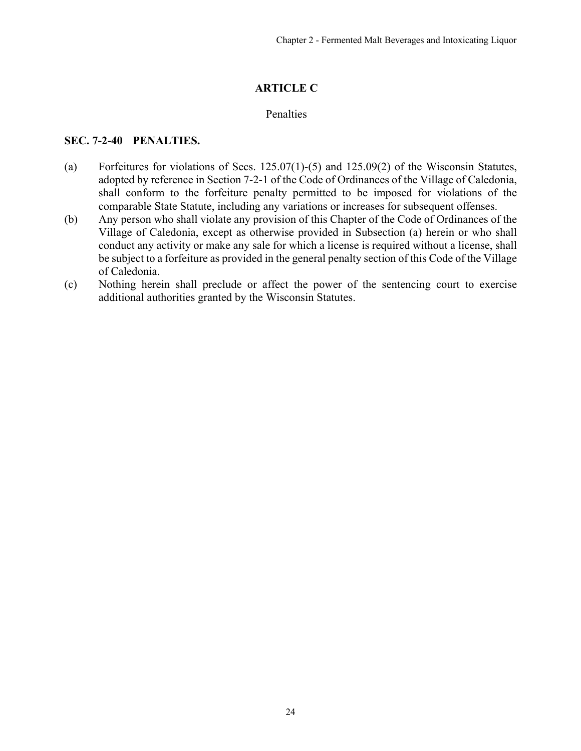## ARTICLE C

Penalties

### SEC. 7-2-40 PENALTIES.

(a) Forfeitures for violations of Secs. 125.07(1)-(5) and 125.09(2) of the Wisconsin Statutes, adopted by reference in Section 7-2-1 of the Code of Ordinances of the Village of Caledonia, shall conform to the forfeiture penalty permitted to be imposed for violations of the comparable State Statute, including any variations or increases for subsequent offenses.

(b) Any person who shall violate any provision of this Chapter of the Code of Ordinances of the Village of Caledonia, except as otherwise provided in Subsection (a) herein or who shall conduct any activity or make any sale for which a license is required without a license, shall be subject to a forfeiture as provided in the general penalty section of this Code of the Village of Caledonia.

(c) Nothing herein shall preclude or affect the power of the sentencing court to exercise additional authorities granted by the Wisconsin Statutes.